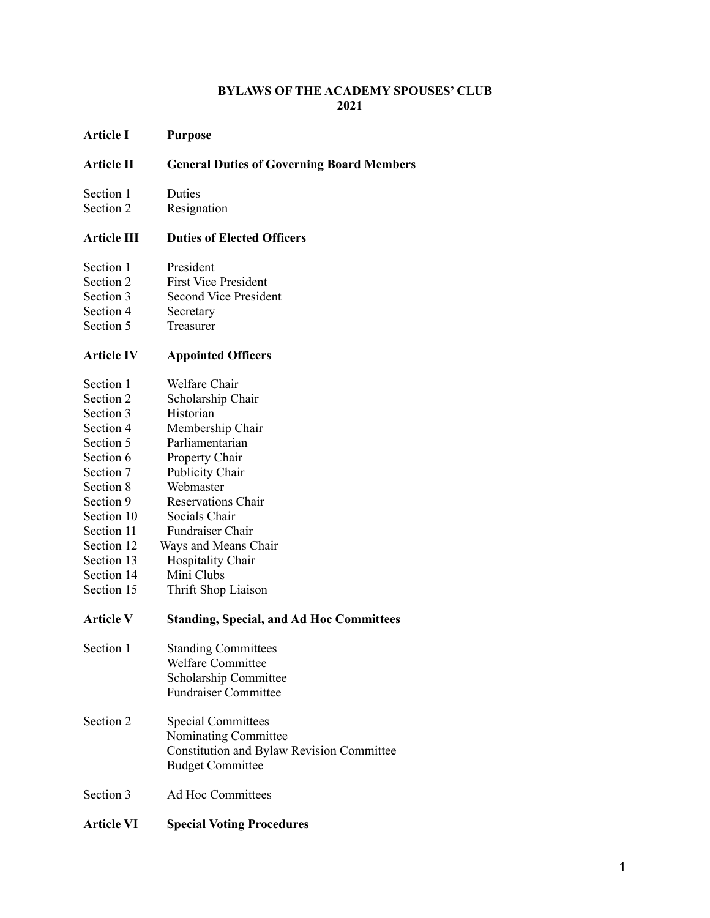# BYLAWS OF THE ACADEMY SPOUSES' CLUB
## 2021

**Article I** **Purpose**

**Article II** **General Duties of Governing Board Members**

Section 1 Duties
Section 2 Resignation

**Article III** **Duties of Elected Officers**

Section 1 President
Section 2 First Vice President
Section 3 Second Vice President
Section 4 Secretary
Section 5 Treasurer

**Article IV** **Appointed Officers**

Section 1 Welfare Chair
Section 2 Scholarship Chair
Section 3 Historian
Section 4 Membership Chair
Section 5 Parliamentarian
Section 6 Property Chair
Section 7 Publicity Chair
Section 8 Webmaster
Section 9 Reservations Chair
Section 10 Socials Chair
Section 11 Fundraiser Chair
Section 12 Ways and Means Chair
Section 13 Hospitality Chair
Section 14 Mini Clubs
Section 15 Thrift Shop Liaison

**Article V** **Standing, Special, and Ad Hoc Committees**

Section 1 Standing Committees
Welfare Committee
Scholarship Committee
Fundraiser Committee

Section 2 Special Committees
Nominating Committee
Constitution and Bylaw Revision Committee
Budget Committee

Section 3 Ad Hoc Committees

**Article VI** **Special Voting Procedures**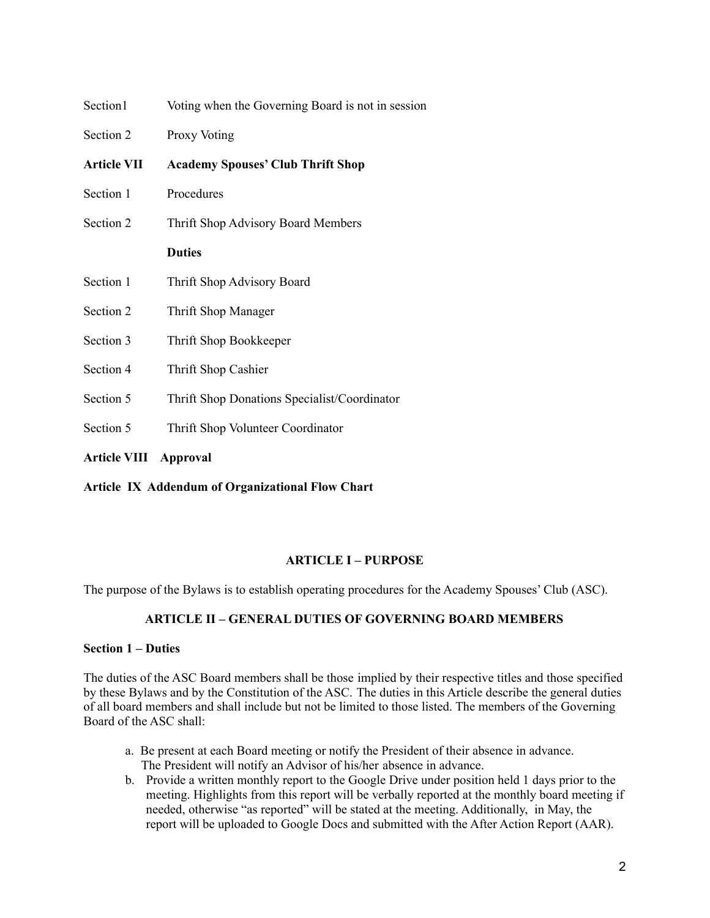Section1 Voting when the Governing Board is not in session

Section 2 Proxy Voting

**Article VII Academy Spouses' Club Thrift Shop**

Section 1 Procedures

Section 2 Thrift Shop Advisory Board Members

**Duties**

Section 1 Thrift Shop Advisory Board

Section 2 Thrift Shop Manager

Section 3 Thrift Shop Bookkeeper

Section 4 Thrift Shop Cashier

Section 5 Thrift Shop Donations Specialist/Coordinator

Section 5 Thrift Shop Volunteer Coordinator

**Article VIII Approval**

**Article IX Addendum of Organizational Flow Chart**

## ARTICLE I – PURPOSE

The purpose of the Bylaws is to establish operating procedures for the Academy Spouses' Club (ASC).

## ARTICLE II – GENERAL DUTIES OF GOVERNING BOARD MEMBERS

### Section 1 – Duties

The duties of the ASC Board members shall be those implied by their respective titles and those specified by these Bylaws and by the Constitution of the ASC. The duties in this Article describe the general duties of all board members and shall include but not be limited to those listed. The members of the Governing Board of the ASC shall:

a. Be present at each Board meeting or notify the President of their absence in advance. The President will notify an Advisor of his/her absence in advance.
b. Provide a written monthly report to the Google Drive under position held 1 days prior to the meeting. Highlights from this report will be verbally reported at the monthly board meeting if needed, otherwise "as reported" will be stated at the meeting. Additionally, in May, the report will be uploaded to Google Docs and submitted with the After Action Report (AAR).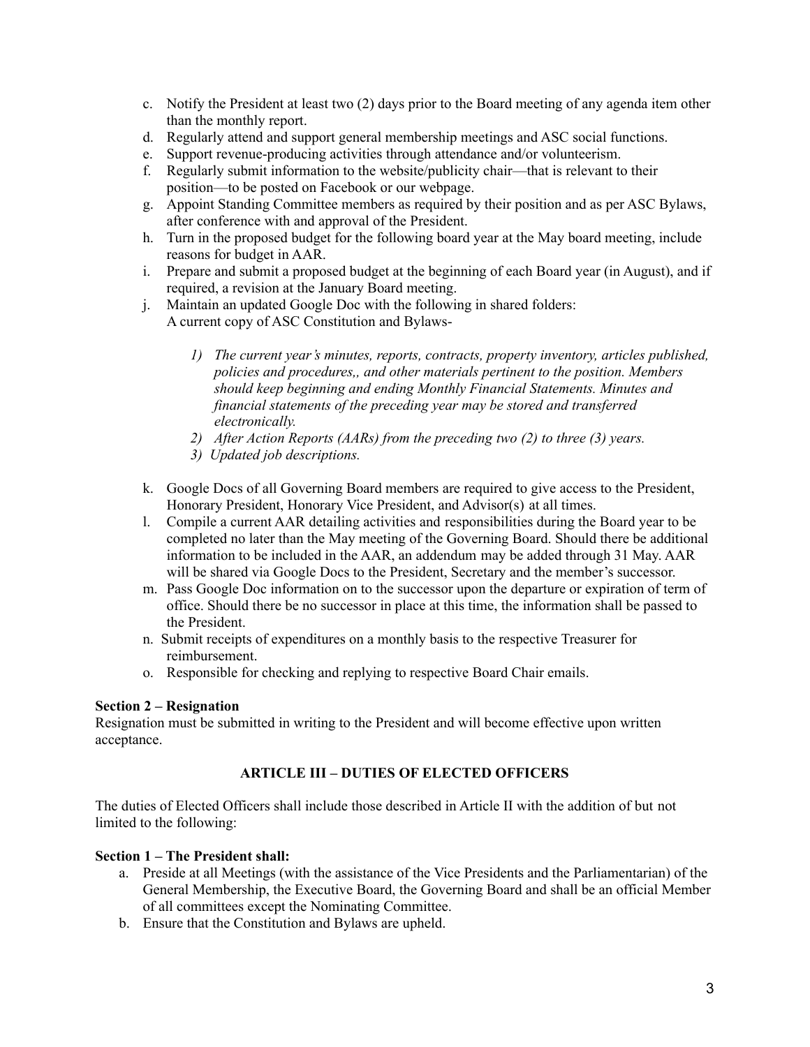c. Notify the President at least two (2) days prior to the Board meeting of any agenda item other than the monthly report.
d. Regularly attend and support general membership meetings and ASC social functions.
e. Support revenue-producing activities through attendance and/or volunteerism.
f. Regularly submit information to the website/publicity chair—that is relevant to their position—to be posted on Facebook or our webpage.
g. Appoint Standing Committee members as required by their position and as per ASC Bylaws, after conference with and approval of the President.
h. Turn in the proposed budget for the following board year at the May board meeting, include reasons for budget in AAR.
i. Prepare and submit a proposed budget at the beginning of each Board year (in August), and if required, a revision at the January Board meeting.
j. Maintain an updated Google Doc with the following in shared folders:
   A current copy of ASC Constitution and Bylaws-

   1) *The current year's minutes, reports, contracts, property inventory, articles published, policies and procedures,, and other materials pertinent to the position. Members should keep beginning and ending Monthly Financial Statements. Minutes and financial statements of the preceding year may be stored and transferred electronically.*
   2) *After Action Reports (AARs) from the preceding two (2) to three (3) years.*
   3) *Updated job descriptions.*

k. Google Docs of all Governing Board members are required to give access to the President, Honorary President, Honorary Vice President, and Advisor(s) at all times.
l. Compile a current AAR detailing activities and responsibilities during the Board year to be completed no later than the May meeting of the Governing Board. Should there be additional information to be included in the AAR, an addendum may be added through 31 May. AAR will be shared via Google Docs to the President, Secretary and the member's successor.
m. Pass Google Doc information on to the successor upon the departure or expiration of term of office. Should there be no successor in place at this time, the information shall be passed to the President.
n. Submit receipts of expenditures on a monthly basis to the respective Treasurer for reimbursement.
o. Responsible for checking and replying to respective Board Chair emails.

**Section 2 – Resignation**

Resignation must be submitted in writing to the President and will become effective upon written acceptance.

## ARTICLE III – DUTIES OF ELECTED OFFICERS

The duties of Elected Officers shall include those described in Article II with the addition of but not limited to the following:

**Section 1 – The President shall:**

a. Preside at all Meetings (with the assistance of the Vice Presidents and the Parliamentarian) of the General Membership, the Executive Board, the Governing Board and shall be an official Member of all committees except the Nominating Committee.
b. Ensure that the Constitution and Bylaws are upheld.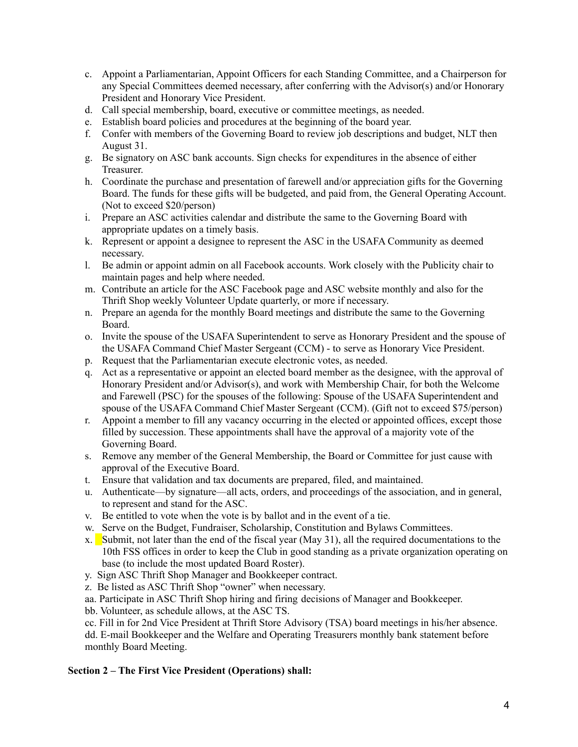c. Appoint a Parliamentarian, Appoint Officers for each Standing Committee, and a Chairperson for any Special Committees deemed necessary, after conferring with the Advisor(s) and/or Honorary President and Honorary Vice President.
d. Call special membership, board, executive or committee meetings, as needed.
e. Establish board policies and procedures at the beginning of the board year.
f. Confer with members of the Governing Board to review job descriptions and budget, NLT then August 31.
g. Be signatory on ASC bank accounts. Sign checks for expenditures in the absence of either Treasurer.
h. Coordinate the purchase and presentation of farewell and/or appreciation gifts for the Governing Board. The funds for these gifts will be budgeted, and paid from, the General Operating Account. (Not to exceed $20/person)
i. Prepare an ASC activities calendar and distribute the same to the Governing Board with appropriate updates on a timely basis.
k. Represent or appoint a designee to represent the ASC in the USAFA Community as deemed necessary.
l. Be admin or appoint admin on all Facebook accounts. Work closely with the Publicity chair to maintain pages and help where needed.
m. Contribute an article for the ASC Facebook page and ASC website monthly and also for the Thrift Shop weekly Volunteer Update quarterly, or more if necessary.
n. Prepare an agenda for the monthly Board meetings and distribute the same to the Governing Board.
o. Invite the spouse of the USAFA Superintendent to serve as Honorary President and the spouse of the USAFA Command Chief Master Sergeant (CCM) - to serve as Honorary Vice President.
p. Request that the Parliamentarian execute electronic votes, as needed.
q. Act as a representative or appoint an elected board member as the designee, with the approval of Honorary President and/or Advisor(s), and work with Membership Chair, for both the Welcome and Farewell (PSC) for the spouses of the following: Spouse of the USAFA Superintendent and spouse of the USAFA Command Chief Master Sergeant (CCM). (Gift not to exceed $75/person)
r. Appoint a member to fill any vacancy occurring in the elected or appointed offices, except those filled by succession. These appointments shall have the approval of a majority vote of the Governing Board.
s. Remove any member of the General Membership, the Board or Committee for just cause with approval of the Executive Board.
t. Ensure that validation and tax documents are prepared, filed, and maintained.
u. Authenticate—by signature—all acts, orders, and proceedings of the association, and in general, to represent and stand for the ASC.
v. Be entitled to vote when the vote is by ballot and in the event of a tie.
w. Serve on the Budget, Fundraiser, Scholarship, Constitution and Bylaws Committees.
x. Submit, not later than the end of the fiscal year (May 31), all the required documentations to the 10th FSS offices in order to keep the Club in good standing as a private organization operating on base (to include the most updated Board Roster).
y. Sign ASC Thrift Shop Manager and Bookkeeper contract.
z. Be listed as ASC Thrift Shop "owner" when necessary.
aa. Participate in ASC Thrift Shop hiring and firing decisions of Manager and Bookkeeper.
bb. Volunteer, as schedule allows, at the ASC TS.
cc. Fill in for 2nd Vice President at Thrift Store Advisory (TSA) board meetings in his/her absence.
dd. E-mail Bookkeeper and the Welfare and Operating Treasurers monthly bank statement before monthly Board Meeting.

**Section 2 – The First Vice President (Operations) shall:**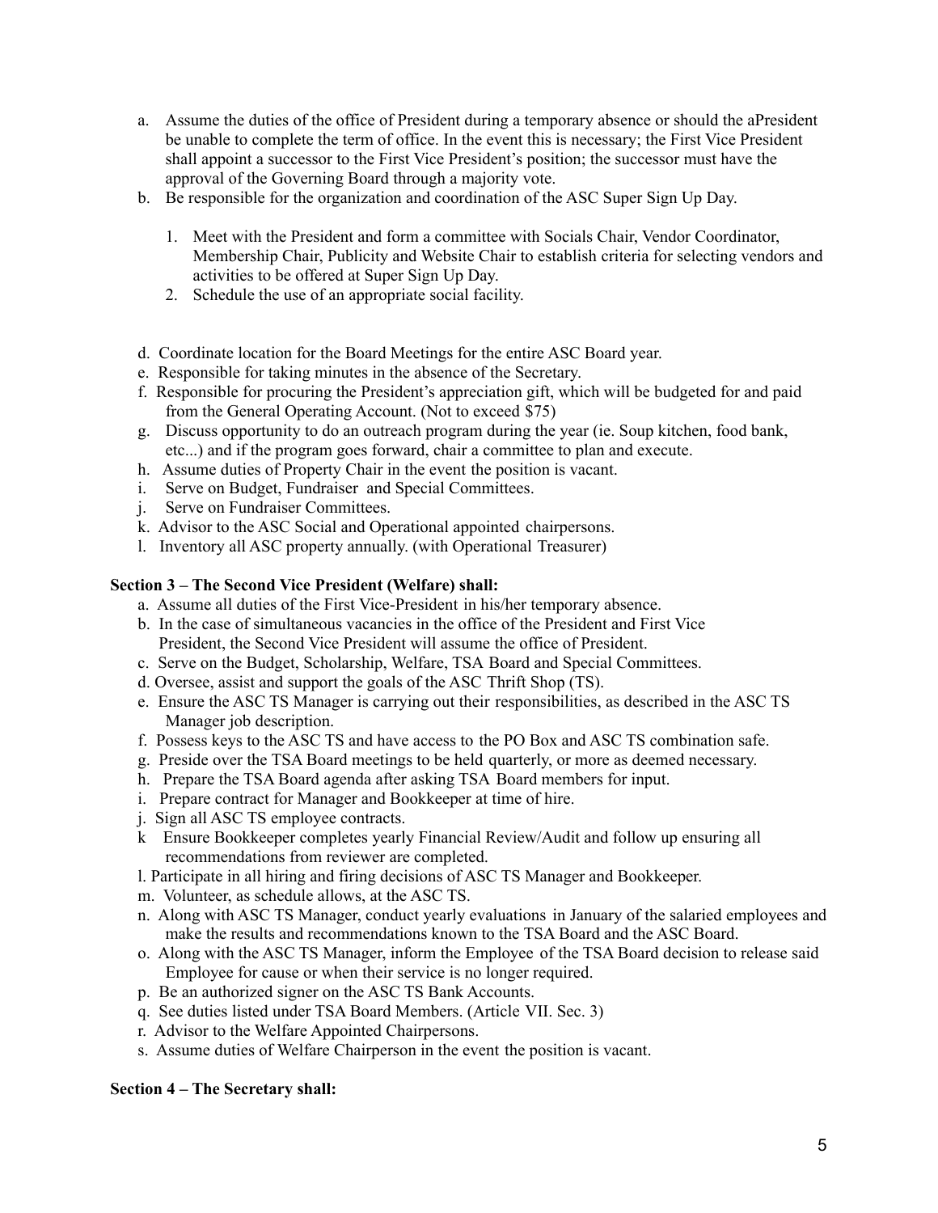a. Assume the duties of the office of President during a temporary absence or should the aPresident be unable to complete the term of office. In the event this is necessary; the First Vice President shall appoint a successor to the First Vice President's position; the successor must have the approval of the Governing Board through a majority vote.
b. Be responsible for the organization and coordination of the ASC Super Sign Up Day.
    1. Meet with the President and form a committee with Socials Chair, Vendor Coordinator, Membership Chair, Publicity and Website Chair to establish criteria for selecting vendors and activities to be offered at Super Sign Up Day.
    2. Schedule the use of an appropriate social facility.

d. Coordinate location for the Board Meetings for the entire ASC Board year.
e. Responsible for taking minutes in the absence of the Secretary.
f. Responsible for procuring the President's appreciation gift, which will be budgeted for and paid from the General Operating Account. (Not to exceed $75)
g. Discuss opportunity to do an outreach program during the year (ie. Soup kitchen, food bank, etc...) and if the program goes forward, chair a committee to plan and execute.
h. Assume duties of Property Chair in the event the position is vacant.
i. Serve on Budget, Fundraiser and Special Committees.
j. Serve on Fundraiser Committees.
k. Advisor to the ASC Social and Operational appointed chairpersons.
l. Inventory all ASC property annually. (with Operational Treasurer)

**Section 3 – The Second Vice President (Welfare) shall:**

a. Assume all duties of the First Vice-President in his/her temporary absence.
b. In the case of simultaneous vacancies in the office of the President and First Vice President, the Second Vice President will assume the office of President.
c. Serve on the Budget, Scholarship, Welfare, TSA Board and Special Committees.
d. Oversee, assist and support the goals of the ASC Thrift Shop (TS).
e. Ensure the ASC TS Manager is carrying out their responsibilities, as described in the ASC TS Manager job description.
f. Possess keys to the ASC TS and have access to the PO Box and ASC TS combination safe.
g. Preside over the TSA Board meetings to be held quarterly, or more as deemed necessary.
h. Prepare the TSA Board agenda after asking TSA Board members for input.
i. Prepare contract for Manager and Bookkeeper at time of hire.
j. Sign all ASC TS employee contracts.
k Ensure Bookkeeper completes yearly Financial Review/Audit and follow up ensuring all recommendations from reviewer are completed.
l. Participate in all hiring and firing decisions of ASC TS Manager and Bookkeeper.
m. Volunteer, as schedule allows, at the ASC TS.
n. Along with ASC TS Manager, conduct yearly evaluations in January of the salaried employees and make the results and recommendations known to the TSA Board and the ASC Board.
o. Along with the ASC TS Manager, inform the Employee of the TSA Board decision to release said Employee for cause or when their service is no longer required.
p. Be an authorized signer on the ASC TS Bank Accounts.
q. See duties listed under TSA Board Members. (Article VII. Sec. 3)
r. Advisor to the Welfare Appointed Chairpersons.
s. Assume duties of Welfare Chairperson in the event the position is vacant.

**Section 4 – The Secretary shall:**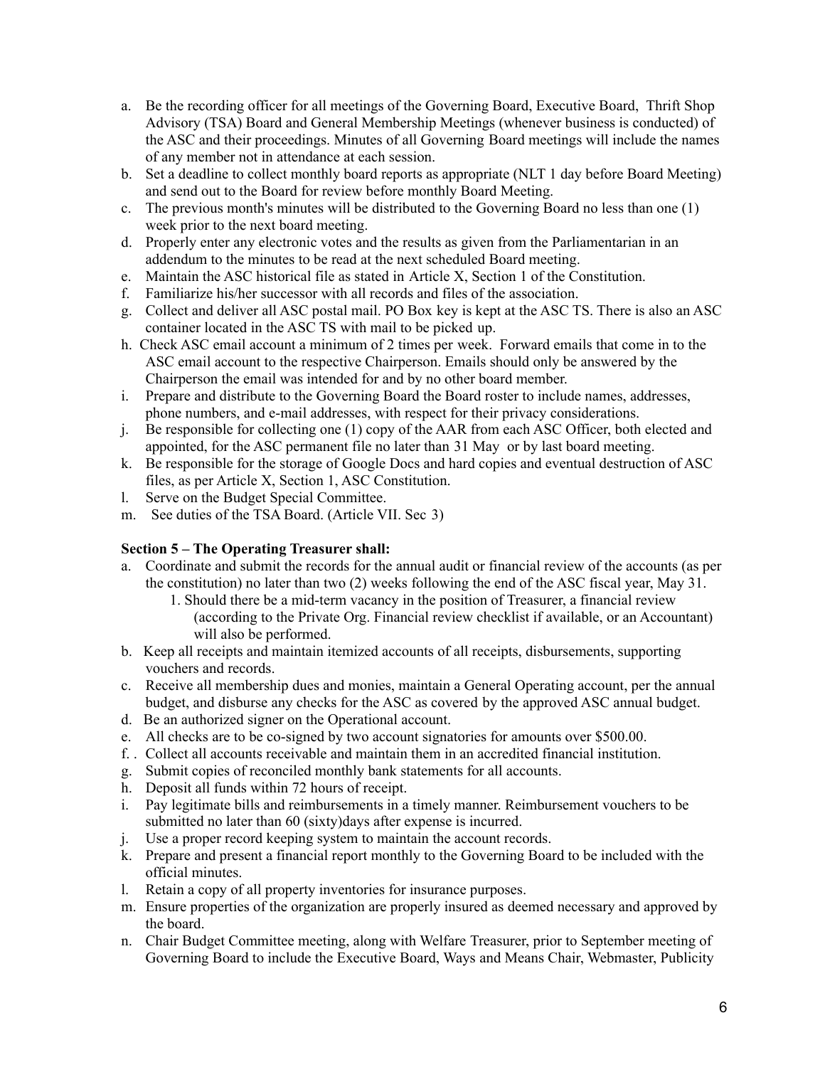a. Be the recording officer for all meetings of the Governing Board, Executive Board, Thrift Shop Advisory (TSA) Board and General Membership Meetings (whenever business is conducted) of the ASC and their proceedings. Minutes of all Governing Board meetings will include the names of any member not in attendance at each session.
b. Set a deadline to collect monthly board reports as appropriate (NLT 1 day before Board Meeting) and send out to the Board for review before monthly Board Meeting.
c. The previous month's minutes will be distributed to the Governing Board no less than one (1) week prior to the next board meeting.
d. Properly enter any electronic votes and the results as given from the Parliamentarian in an addendum to the minutes to be read at the next scheduled Board meeting.
e. Maintain the ASC historical file as stated in Article X, Section 1 of the Constitution.
f. Familiarize his/her successor with all records and files of the association.
g. Collect and deliver all ASC postal mail. PO Box key is kept at the ASC TS. There is also an ASC container located in the ASC TS with mail to be picked up.
h. Check ASC email account a minimum of 2 times per week. Forward emails that come in to the ASC email account to the respective Chairperson. Emails should only be answered by the Chairperson the email was intended for and by no other board member.
i. Prepare and distribute to the Governing Board the Board roster to include names, addresses, phone numbers, and e-mail addresses, with respect for their privacy considerations.
j. Be responsible for collecting one (1) copy of the AAR from each ASC Officer, both elected and appointed, for the ASC permanent file no later than 31 May or by last board meeting.
k. Be responsible for the storage of Google Docs and hard copies and eventual destruction of ASC files, as per Article X, Section 1, ASC Constitution.
l. Serve on the Budget Special Committee.
m. See duties of the TSA Board. (Article VII. Sec 3)

**Section 5 – The Operating Treasurer shall:**

a. Coordinate and submit the records for the annual audit or financial review of the accounts (as per the constitution) no later than two (2) weeks following the end of the ASC fiscal year, May 31.
    1. Should there be a mid-term vacancy in the position of Treasurer, a financial review (according to the Private Org. Financial review checklist if available, or an Accountant) will also be performed.
b. Keep all receipts and maintain itemized accounts of all receipts, disbursements, supporting vouchers and records.
c. Receive all membership dues and monies, maintain a General Operating account, per the annual budget, and disburse any checks for the ASC as covered by the approved ASC annual budget.
d. Be an authorized signer on the Operational account.
e. All checks are to be co-signed by two account signatories for amounts over $500.00.
f. . Collect all accounts receivable and maintain them in an accredited financial institution.
g. Submit copies of reconciled monthly bank statements for all accounts.
h. Deposit all funds within 72 hours of receipt.
i. Pay legitimate bills and reimbursements in a timely manner. Reimbursement vouchers to be submitted no later than 60 (sixty)days after expense is incurred.
j. Use a proper record keeping system to maintain the account records.
k. Prepare and present a financial report monthly to the Governing Board to be included with the official minutes.
l. Retain a copy of all property inventories for insurance purposes.
m. Ensure properties of the organization are properly insured as deemed necessary and approved by the board.
n. Chair Budget Committee meeting, along with Welfare Treasurer, prior to September meeting of Governing Board to include the Executive Board, Ways and Means Chair, Webmaster, Publicity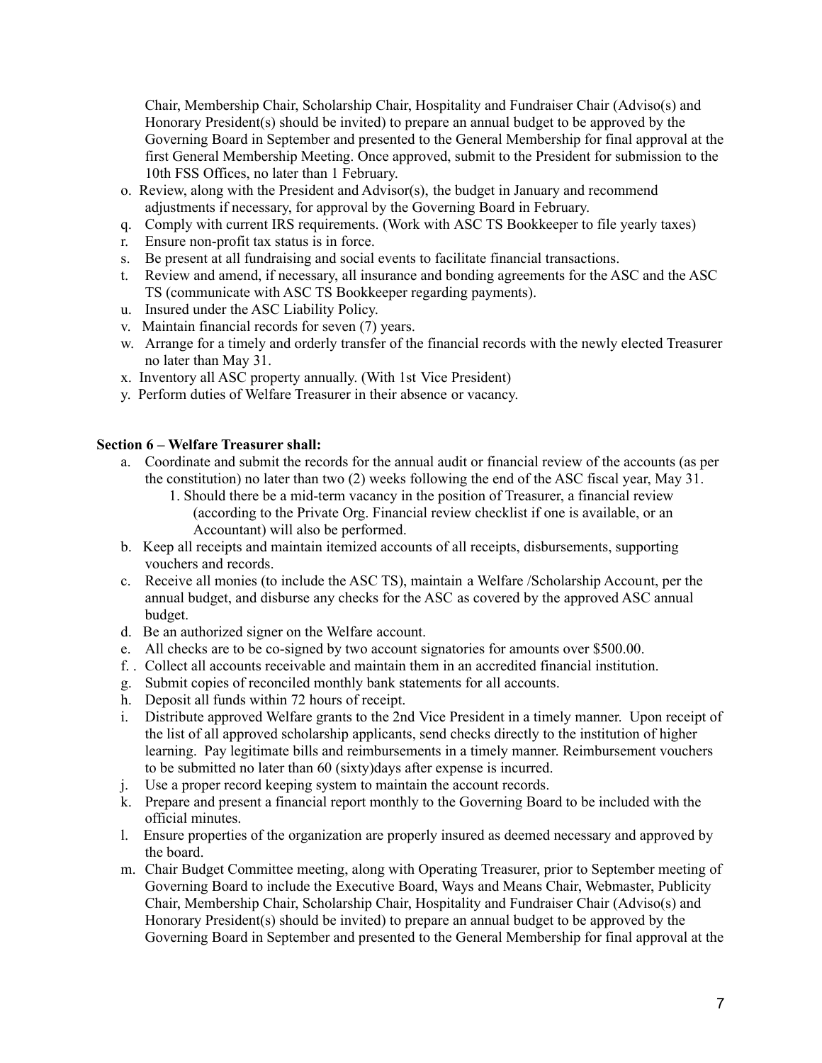Chair, Membership Chair, Scholarship Chair, Hospitality and Fundraiser Chair (Adviso(s) and Honorary President(s) should be invited) to prepare an annual budget to be approved by the Governing Board in September and presented to the General Membership for final approval at the first General Membership Meeting. Once approved, submit to the President for submission to the 10th FSS Offices, no later than 1 February.

o. Review, along with the President and Advisor(s), the budget in January and recommend adjustments if necessary, for approval by the Governing Board in February.
q. Comply with current IRS requirements. (Work with ASC TS Bookkeeper to file yearly taxes)
r. Ensure non-profit tax status is in force.
s. Be present at all fundraising and social events to facilitate financial transactions.
t. Review and amend, if necessary, all insurance and bonding agreements for the ASC and the ASC TS (communicate with ASC TS Bookkeeper regarding payments).
u. Insured under the ASC Liability Policy.
v. Maintain financial records for seven (7) years.
w. Arrange for a timely and orderly transfer of the financial records with the newly elected Treasurer no later than May 31.
x. Inventory all ASC property annually. (With 1st Vice President)
y. Perform duties of Welfare Treasurer in their absence or vacancy.

**Section 6 – Welfare Treasurer shall:**

a. Coordinate and submit the records for the annual audit or financial review of the accounts (as per the constitution) no later than two (2) weeks following the end of the ASC fiscal year, May 31.
    1. Should there be a mid-term vacancy in the position of Treasurer, a financial review (according to the Private Org. Financial review checklist if one is available, or an Accountant) will also be performed.
b. Keep all receipts and maintain itemized accounts of all receipts, disbursements, supporting vouchers and records.
c. Receive all monies (to include the ASC TS), maintain a Welfare /Scholarship Account, per the annual budget, and disburse any checks for the ASC as covered by the approved ASC annual budget.
d. Be an authorized signer on the Welfare account.
e. All checks are to be co-signed by two account signatories for amounts over $500.00.
f. . Collect all accounts receivable and maintain them in an accredited financial institution.
g. Submit copies of reconciled monthly bank statements for all accounts.
h. Deposit all funds within 72 hours of receipt.
i. Distribute approved Welfare grants to the 2nd Vice President in a timely manner. Upon receipt of the list of all approved scholarship applicants, send checks directly to the institution of higher learning. Pay legitimate bills and reimbursements in a timely manner. Reimbursement vouchers to be submitted no later than 60 (sixty)days after expense is incurred.
j. Use a proper record keeping system to maintain the account records.
k. Prepare and present a financial report monthly to the Governing Board to be included with the official minutes.
l. Ensure properties of the organization are properly insured as deemed necessary and approved by the board.
m. Chair Budget Committee meeting, along with Operating Treasurer, prior to September meeting of Governing Board to include the Executive Board, Ways and Means Chair, Webmaster, Publicity Chair, Membership Chair, Scholarship Chair, Hospitality and Fundraiser Chair (Adviso(s) and Honorary President(s) should be invited) to prepare an annual budget to be approved by the Governing Board in September and presented to the General Membership for final approval at the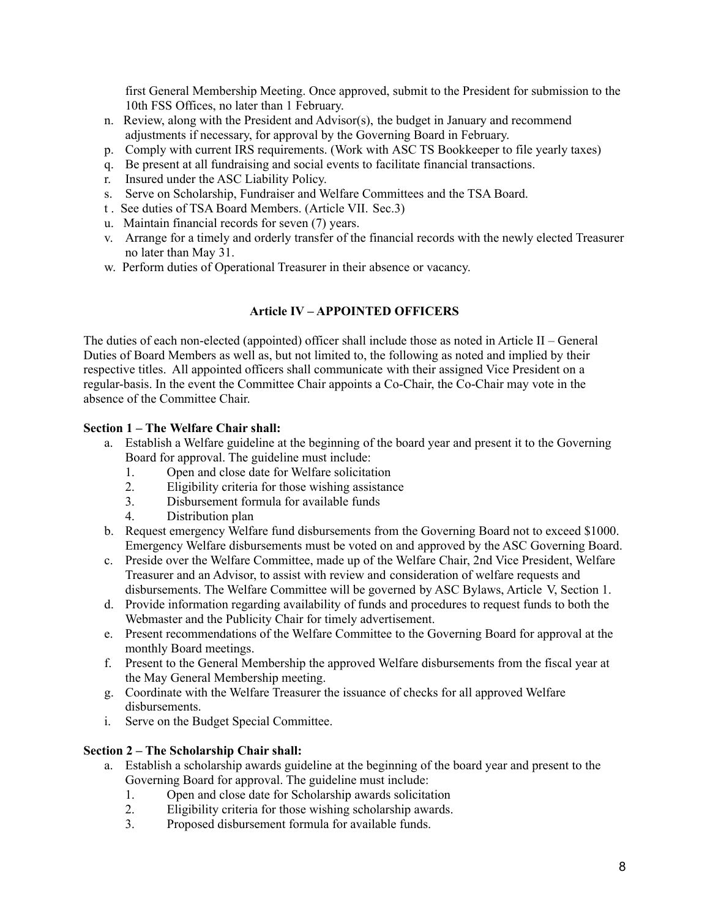first General Membership Meeting. Once approved, submit to the President for submission to the 10th FSS Offices, no later than 1 February.

n. Review, along with the President and Advisor(s), the budget in January and recommend adjustments if necessary, for approval by the Governing Board in February.
p. Comply with current IRS requirements. (Work with ASC TS Bookkeeper to file yearly taxes)
q. Be present at all fundraising and social events to facilitate financial transactions.
r. Insured under the ASC Liability Policy.
s. Serve on Scholarship, Fundraiser and Welfare Committees and the TSA Board.
t. See duties of TSA Board Members. (Article VII. Sec.3)
u. Maintain financial records for seven (7) years.
v. Arrange for a timely and orderly transfer of the financial records with the newly elected Treasurer no later than May 31.
w. Perform duties of Operational Treasurer in their absence or vacancy.

## Article IV – APPOINTED OFFICERS

The duties of each non-elected (appointed) officer shall include those as noted in Article II – General Duties of Board Members as well as, but not limited to, the following as noted and implied by their respective titles. All appointed officers shall communicate with their assigned Vice President on a regular-basis. In the event the Committee Chair appoints a Co-Chair, the Co-Chair may vote in the absence of the Committee Chair.

**Section 1 – The Welfare Chair shall:**

a. Establish a Welfare guideline at the beginning of the board year and present it to the Governing Board for approval. The guideline must include:
   1. Open and close date for Welfare solicitation
   2. Eligibility criteria for those wishing assistance
   3. Disbursement formula for available funds
   4. Distribution plan
b. Request emergency Welfare fund disbursements from the Governing Board not to exceed $1000. Emergency Welfare disbursements must be voted on and approved by the ASC Governing Board.
c. Preside over the Welfare Committee, made up of the Welfare Chair, 2nd Vice President, Welfare Treasurer and an Advisor, to assist with review and consideration of welfare requests and disbursements. The Welfare Committee will be governed by ASC Bylaws, Article V, Section 1.
d. Provide information regarding availability of funds and procedures to request funds to both the Webmaster and the Publicity Chair for timely advertisement.
e. Present recommendations of the Welfare Committee to the Governing Board for approval at the monthly Board meetings.
f. Present to the General Membership the approved Welfare disbursements from the fiscal year at the May General Membership meeting.
g. Coordinate with the Welfare Treasurer the issuance of checks for all approved Welfare disbursements.
i. Serve on the Budget Special Committee.

**Section 2 – The Scholarship Chair shall:**

a. Establish a scholarship awards guideline at the beginning of the board year and present to the Governing Board for approval. The guideline must include:
   1. Open and close date for Scholarship awards solicitation
   2. Eligibility criteria for those wishing scholarship awards.
   3. Proposed disbursement formula for available funds.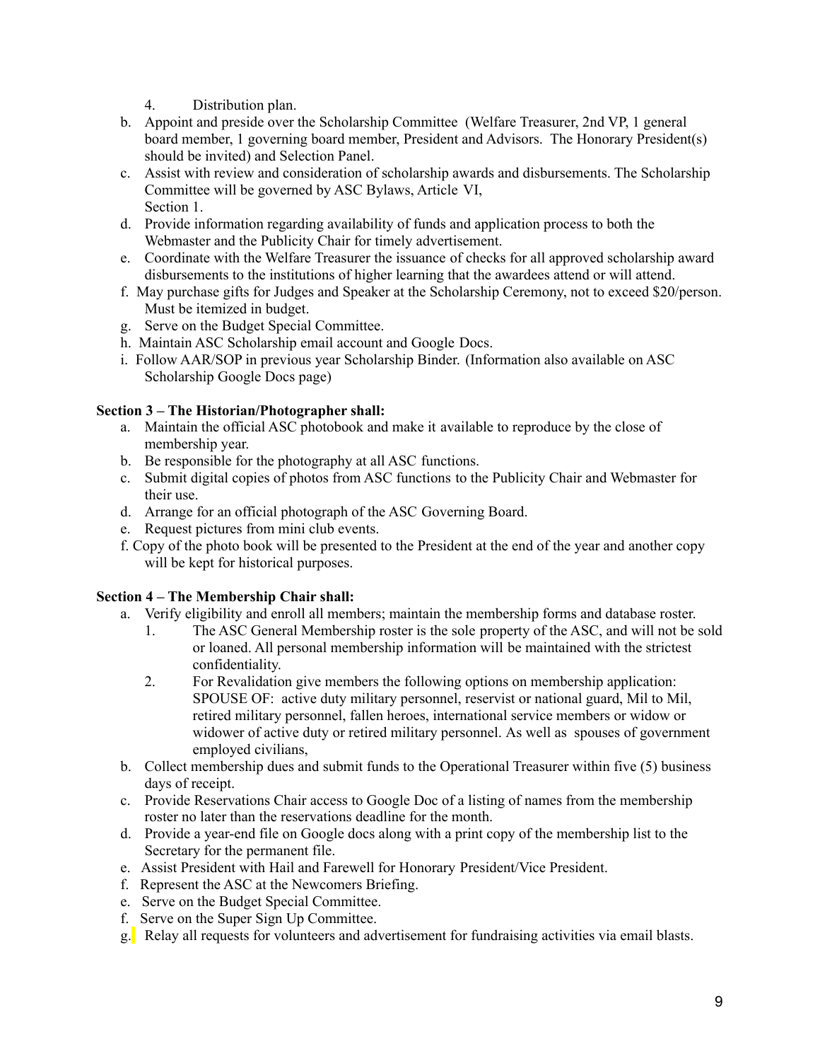4. Distribution plan.

b. Appoint and preside over the Scholarship Committee (Welfare Treasurer, 2nd VP, 1 general board member, 1 governing board member, President and Advisors. The Honorary President(s) should be invited) and Selection Panel.
c. Assist with review and consideration of scholarship awards and disbursements. The Scholarship Committee will be governed by ASC Bylaws, Article VI, Section 1.
d. Provide information regarding availability of funds and application process to both the Webmaster and the Publicity Chair for timely advertisement.
e. Coordinate with the Welfare Treasurer the issuance of checks for all approved scholarship award disbursements to the institutions of higher learning that the awardees attend or will attend.
f. May purchase gifts for Judges and Speaker at the Scholarship Ceremony, not to exceed $20/person. Must be itemized in budget.
g. Serve on the Budget Special Committee.
h. Maintain ASC Scholarship email account and Google Docs.
i. Follow AAR/SOP in previous year Scholarship Binder. (Information also available on ASC Scholarship Google Docs page)

**Section 3 – The Historian/Photographer shall:**

a. Maintain the official ASC photobook and make it available to reproduce by the close of membership year.
b. Be responsible for the photography at all ASC functions.
c. Submit digital copies of photos from ASC functions to the Publicity Chair and Webmaster for their use.
d. Arrange for an official photograph of the ASC Governing Board.
e. Request pictures from mini club events.
f. Copy of the photo book will be presented to the President at the end of the year and another copy will be kept for historical purposes.

**Section 4 – The Membership Chair shall:**

a. Verify eligibility and enroll all members; maintain the membership forms and database roster.
    1. The ASC General Membership roster is the sole property of the ASC, and will not be sold or loaned. All personal membership information will be maintained with the strictest confidentiality.
    2. For Revalidation give members the following options on membership application: SPOUSE OF: active duty military personnel, reservist or national guard, Mil to Mil, retired military personnel, fallen heroes, international service members or widow or widower of active duty or retired military personnel. As well as spouses of government employed civilians,

b. Collect membership dues and submit funds to the Operational Treasurer within five (5) business days of receipt.
c. Provide Reservations Chair access to Google Doc of a listing of names from the membership roster no later than the reservations deadline for the month.
d. Provide a year-end file on Google docs along with a print copy of the membership list to the Secretary for the permanent file.
e. Assist President with Hail and Farewell for Honorary President/Vice President.
f. Represent the ASC at the Newcomers Briefing.
e. Serve on the Budget Special Committee.
f. Serve on the Super Sign Up Committee.
g. Relay all requests for volunteers and advertisement for fundraising activities via email blasts.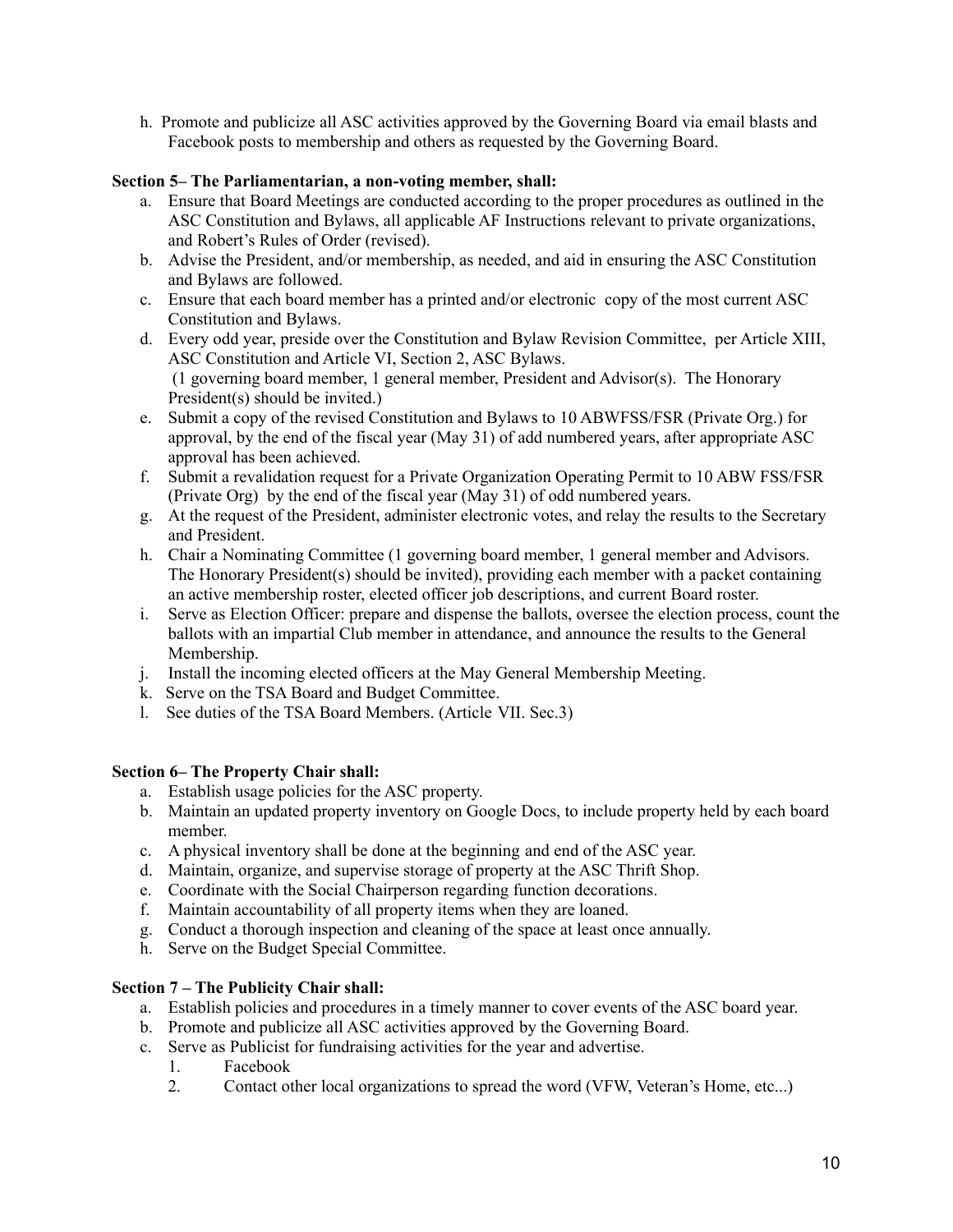h. Promote and publicize all ASC activities approved by the Governing Board via email blasts and Facebook posts to membership and others as requested by the Governing Board.

**Section 5– The Parliamentarian, a non-voting member, shall:**

a. Ensure that Board Meetings are conducted according to the proper procedures as outlined in the ASC Constitution and Bylaws, all applicable AF Instructions relevant to private organizations, and Robert's Rules of Order (revised).
b. Advise the President, and/or membership, as needed, and aid in ensuring the ASC Constitution and Bylaws are followed.
c. Ensure that each board member has a printed and/or electronic copy of the most current ASC Constitution and Bylaws.
d. Every odd year, preside over the Constitution and Bylaw Revision Committee, per Article XIII, ASC Constitution and Article VI, Section 2, ASC Bylaws.
(1 governing board member, 1 general member, President and Advisor(s). The Honorary President(s) should be invited.)
e. Submit a copy of the revised Constitution and Bylaws to 10 ABWFSS/FSR (Private Org.) for approval, by the end of the fiscal year (May 31) of add numbered years, after appropriate ASC approval has been achieved.
f. Submit a revalidation request for a Private Organization Operating Permit to 10 ABW FSS/FSR (Private Org) by the end of the fiscal year (May 31) of odd numbered years.
g. At the request of the President, administer electronic votes, and relay the results to the Secretary and President.
h. Chair a Nominating Committee (1 governing board member, 1 general member and Advisors. The Honorary President(s) should be invited), providing each member with a packet containing an active membership roster, elected officer job descriptions, and current Board roster.
i. Serve as Election Officer: prepare and dispense the ballots, oversee the election process, count the ballots with an impartial Club member in attendance, and announce the results to the General Membership.
j. Install the incoming elected officers at the May General Membership Meeting.
k. Serve on the TSA Board and Budget Committee.
l. See duties of the TSA Board Members. (Article VII. Sec.3)

**Section 6– The Property Chair shall:**

a. Establish usage policies for the ASC property.
b. Maintain an updated property inventory on Google Docs, to include property held by each board member.
c. A physical inventory shall be done at the beginning and end of the ASC year.
d. Maintain, organize, and supervise storage of property at the ASC Thrift Shop.
e. Coordinate with the Social Chairperson regarding function decorations.
f. Maintain accountability of all property items when they are loaned.
g. Conduct a thorough inspection and cleaning of the space at least once annually.
h. Serve on the Budget Special Committee.

**Section 7 – The Publicity Chair shall:**

a. Establish policies and procedures in a timely manner to cover events of the ASC board year.
b. Promote and publicize all ASC activities approved by the Governing Board.
c. Serve as Publicist for fundraising activities for the year and advertise.
   1. Facebook
   2. Contact other local organizations to spread the word (VFW, Veteran's Home, etc...)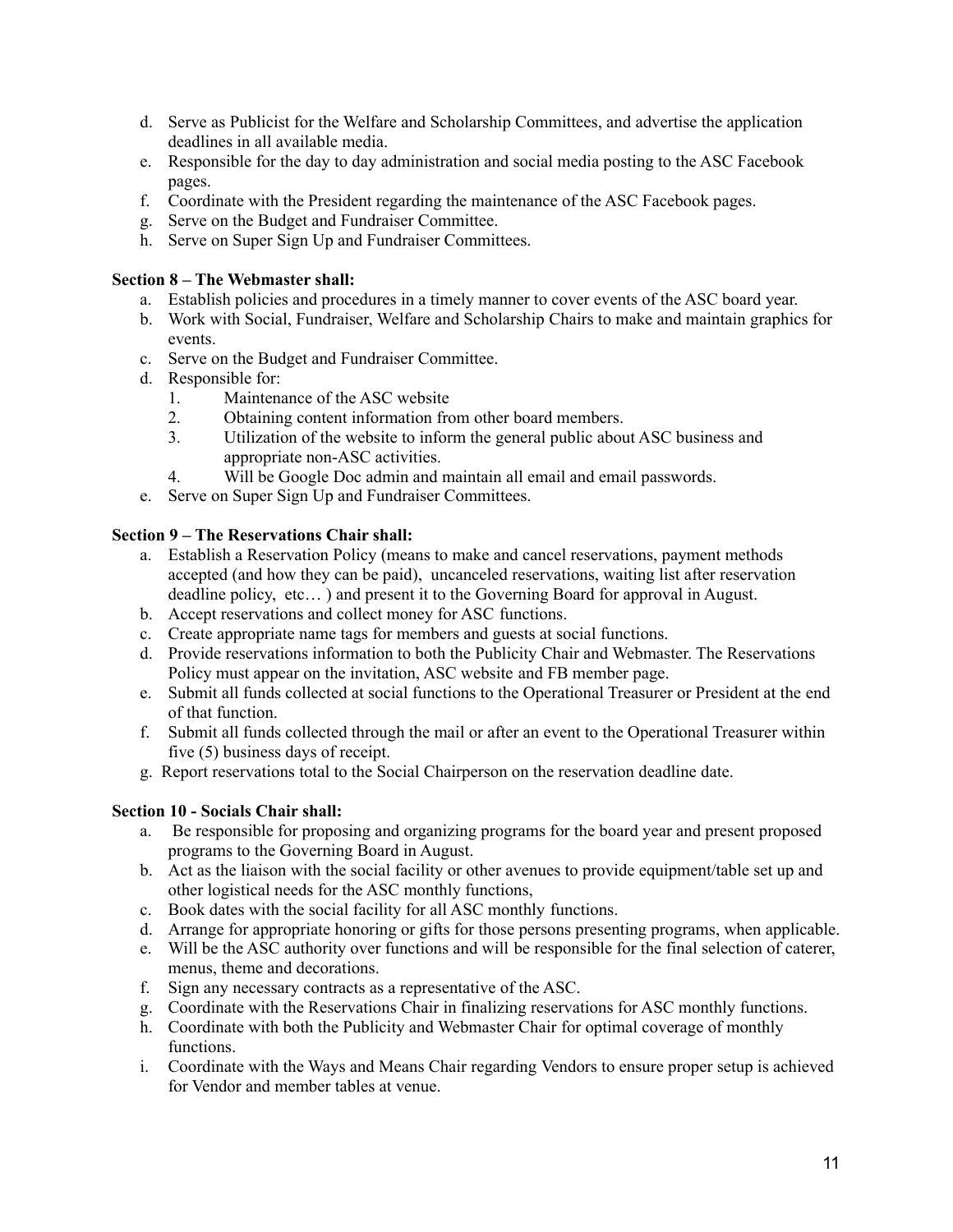d. Serve as Publicist for the Welfare and Scholarship Committees, and advertise the application deadlines in all available media.
e. Responsible for the day to day administration and social media posting to the ASC Facebook pages.
f. Coordinate with the President regarding the maintenance of the ASC Facebook pages.
g. Serve on the Budget and Fundraiser Committee.
h. Serve on Super Sign Up and Fundraiser Committees.

**Section 8 – The Webmaster shall:**

a. Establish policies and procedures in a timely manner to cover events of the ASC board year.
b. Work with Social, Fundraiser, Welfare and Scholarship Chairs to make and maintain graphics for events.
c. Serve on the Budget and Fundraiser Committee.
d. Responsible for:
   1. Maintenance of the ASC website
   2. Obtaining content information from other board members.
   3. Utilization of the website to inform the general public about ASC business and appropriate non-ASC activities.
   4. Will be Google Doc admin and maintain all email and email passwords.
e. Serve on Super Sign Up and Fundraiser Committees.

**Section 9 – The Reservations Chair shall:**

a. Establish a Reservation Policy (means to make and cancel reservations, payment methods accepted (and how they can be paid), uncanceled reservations, waiting list after reservation deadline policy, etc… ) and present it to the Governing Board for approval in August.
b. Accept reservations and collect money for ASC functions.
c. Create appropriate name tags for members and guests at social functions.
d. Provide reservations information to both the Publicity Chair and Webmaster. The Reservations Policy must appear on the invitation, ASC website and FB member page.
e. Submit all funds collected at social functions to the Operational Treasurer or President at the end of that function.
f. Submit all funds collected through the mail or after an event to the Operational Treasurer within five (5) business days of receipt.
g. Report reservations total to the Social Chairperson on the reservation deadline date.

**Section 10 - Socials Chair shall:**

a. Be responsible for proposing and organizing programs for the board year and present proposed programs to the Governing Board in August.
b. Act as the liaison with the social facility or other avenues to provide equipment/table set up and other logistical needs for the ASC monthly functions,
c. Book dates with the social facility for all ASC monthly functions.
d. Arrange for appropriate honoring or gifts for those persons presenting programs, when applicable.
e. Will be the ASC authority over functions and will be responsible for the final selection of caterer, menus, theme and decorations.
f. Sign any necessary contracts as a representative of the ASC.
g. Coordinate with the Reservations Chair in finalizing reservations for ASC monthly functions.
h. Coordinate with both the Publicity and Webmaster Chair for optimal coverage of monthly functions.
i. Coordinate with the Ways and Means Chair regarding Vendors to ensure proper setup is achieved for Vendor and member tables at venue.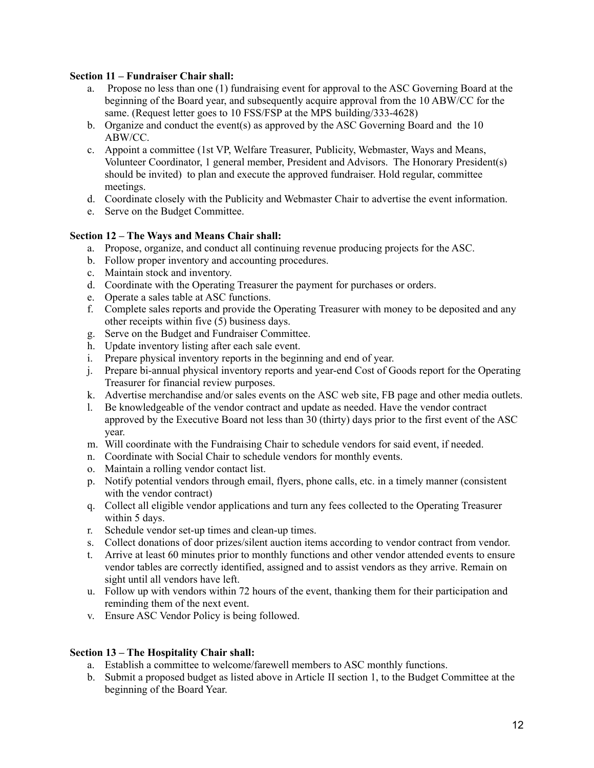**Section 11 – Fundraiser Chair shall:**

a. Propose no less than one (1) fundraising event for approval to the ASC Governing Board at the beginning of the Board year, and subsequently acquire approval from the 10 ABW/CC for the same. (Request letter goes to 10 FSS/FSP at the MPS building/333-4628)
b. Organize and conduct the event(s) as approved by the ASC Governing Board and the 10 ABW/CC.
c. Appoint a committee (1st VP, Welfare Treasurer, Publicity, Webmaster, Ways and Means, Volunteer Coordinator, 1 general member, President and Advisors. The Honorary President(s) should be invited) to plan and execute the approved fundraiser. Hold regular, committee meetings.
d. Coordinate closely with the Publicity and Webmaster Chair to advertise the event information.
e. Serve on the Budget Committee.

**Section 12 – The Ways and Means Chair shall:**

a. Propose, organize, and conduct all continuing revenue producing projects for the ASC.
b. Follow proper inventory and accounting procedures.
c. Maintain stock and inventory.
d. Coordinate with the Operating Treasurer the payment for purchases or orders.
e. Operate a sales table at ASC functions.
f. Complete sales reports and provide the Operating Treasurer with money to be deposited and any other receipts within five (5) business days.
g. Serve on the Budget and Fundraiser Committee.
h. Update inventory listing after each sale event.
i. Prepare physical inventory reports in the beginning and end of year.
j. Prepare bi-annual physical inventory reports and year-end Cost of Goods report for the Operating Treasurer for financial review purposes.
k. Advertise merchandise and/or sales events on the ASC web site, FB page and other media outlets.
l. Be knowledgeable of the vendor contract and update as needed. Have the vendor contract approved by the Executive Board not less than 30 (thirty) days prior to the first event of the ASC year.
m. Will coordinate with the Fundraising Chair to schedule vendors for said event, if needed.
n. Coordinate with Social Chair to schedule vendors for monthly events.
o. Maintain a rolling vendor contact list.
p. Notify potential vendors through email, flyers, phone calls, etc. in a timely manner (consistent with the vendor contract)
q. Collect all eligible vendor applications and turn any fees collected to the Operating Treasurer within 5 days.
r. Schedule vendor set-up times and clean-up times.
s. Collect donations of door prizes/silent auction items according to vendor contract from vendor.
t. Arrive at least 60 minutes prior to monthly functions and other vendor attended events to ensure vendor tables are correctly identified, assigned and to assist vendors as they arrive. Remain on sight until all vendors have left.
u. Follow up with vendors within 72 hours of the event, thanking them for their participation and reminding them of the next event.
v. Ensure ASC Vendor Policy is being followed.

**Section 13 – The Hospitality Chair shall:**

a. Establish a committee to welcome/farewell members to ASC monthly functions.
b. Submit a proposed budget as listed above in Article II section 1, to the Budget Committee at the beginning of the Board Year.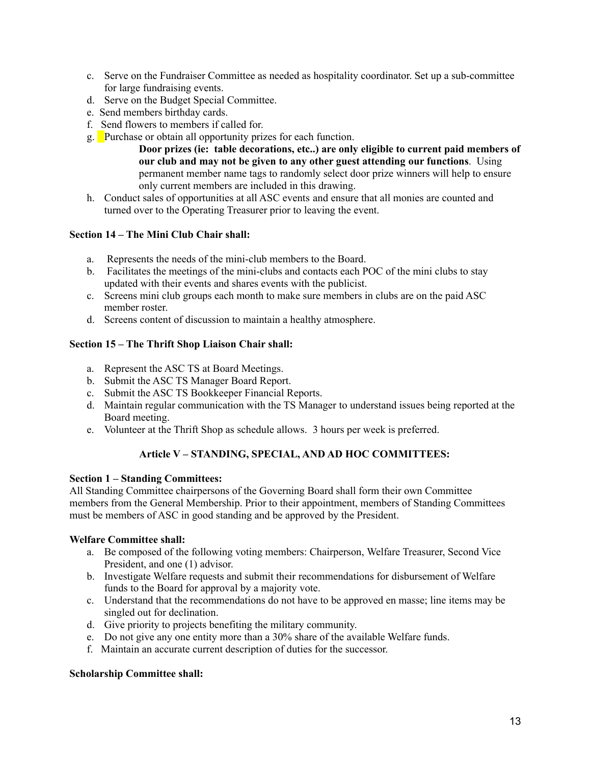c. Serve on the Fundraiser Committee as needed as hospitality coordinator. Set up a sub-committee for large fundraising events.
d. Serve on the Budget Special Committee.
e. Send members birthday cards.
f. Send flowers to members if called for.
g. Purchase or obtain all opportunity prizes for each function.

   **Door prizes (ie: table decorations, etc..) are only eligible to current paid members of our club and may not be given to any other guest attending our functions**. Using permanent member name tags to randomly select door prize winners will help to ensure only current members are included in this drawing.

h. Conduct sales of opportunities at all ASC events and ensure that all monies are counted and turned over to the Operating Treasurer prior to leaving the event.

**Section 14 – The Mini Club Chair shall:**

a. Represents the needs of the mini-club members to the Board.
b. Facilitates the meetings of the mini-clubs and contacts each POC of the mini clubs to stay updated with their events and shares events with the publicist.
c. Screens mini club groups each month to make sure members in clubs are on the paid ASC member roster.
d. Screens content of discussion to maintain a healthy atmosphere.

**Section 15 – The Thrift Shop Liaison Chair shall:**

a. Represent the ASC TS at Board Meetings.
b. Submit the ASC TS Manager Board Report.
c. Submit the ASC TS Bookkeeper Financial Reports.
d. Maintain regular communication with the TS Manager to understand issues being reported at the Board meeting.
e. Volunteer at the Thrift Shop as schedule allows. 3 hours per week is preferred.

## Article V – STANDING, SPECIAL, AND AD HOC COMMITTEES:

**Section 1 – Standing Committees:**
All Standing Committee chairpersons of the Governing Board shall form their own Committee members from the General Membership. Prior to their appointment, members of Standing Committees must be members of ASC in good standing and be approved by the President.

**Welfare Committee shall:**

a. Be composed of the following voting members: Chairperson, Welfare Treasurer, Second Vice President, and one (1) advisor.
b. Investigate Welfare requests and submit their recommendations for disbursement of Welfare funds to the Board for approval by a majority vote.
c. Understand that the recommendations do not have to be approved en masse; line items may be singled out for declination.
d. Give priority to projects benefiting the military community.
e. Do not give any one entity more than a 30% share of the available Welfare funds.
f. Maintain an accurate current description of duties for the successor.

**Scholarship Committee shall:**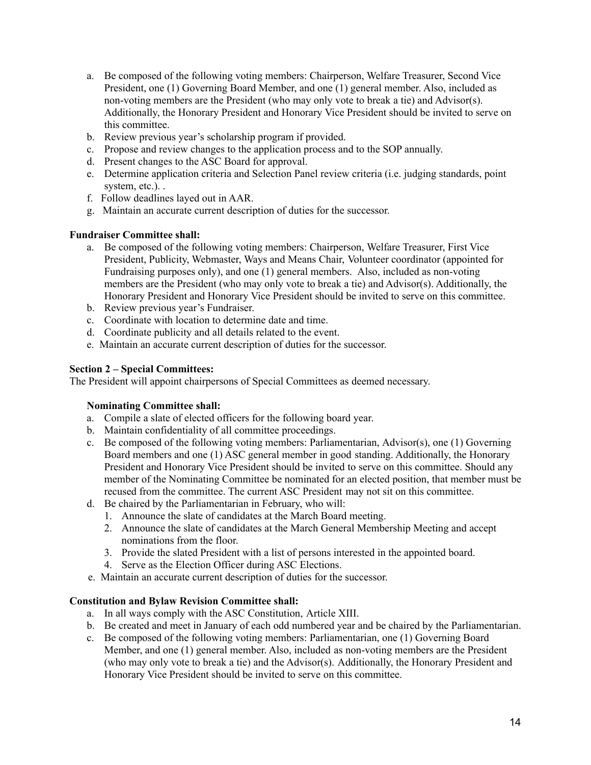a. Be composed of the following voting members: Chairperson, Welfare Treasurer, Second Vice President, one (1) Governing Board Member, and one (1) general member. Also, included as non-voting members are the President (who may only vote to break a tie) and Advisor(s). Additionally, the Honorary President and Honorary Vice President should be invited to serve on this committee.
b. Review previous year's scholarship program if provided.
c. Propose and review changes to the application process and to the SOP annually.
d. Present changes to the ASC Board for approval.
e. Determine application criteria and Selection Panel review criteria (i.e. judging standards, point system, etc.). .
f. Follow deadlines layed out in AAR.
g. Maintain an accurate current description of duties for the successor.

**Fundraiser Committee shall:**

a. Be composed of the following voting members: Chairperson, Welfare Treasurer, First Vice President, Publicity, Webmaster, Ways and Means Chair, Volunteer coordinator (appointed for Fundraising purposes only), and one (1) general members. Also, included as non-voting members are the President (who may only vote to break a tie) and Advisor(s). Additionally, the Honorary President and Honorary Vice President should be invited to serve on this committee.
b. Review previous year's Fundraiser.
c. Coordinate with location to determine date and time.
d. Coordinate publicity and all details related to the event.
e. Maintain an accurate current description of duties for the successor.

**Section 2 – Special Committees:**

The President will appoint chairpersons of Special Committees as deemed necessary.

**Nominating Committee shall:**

a. Compile a slate of elected officers for the following board year.
b. Maintain confidentiality of all committee proceedings.
c. Be composed of the following voting members: Parliamentarian, Advisor(s), one (1) Governing Board members and one (1) ASC general member in good standing. Additionally, the Honorary President and Honorary Vice President should be invited to serve on this committee. Should any member of the Nominating Committee be nominated for an elected position, that member must be recused from the committee. The current ASC President may not sit on this committee.
d. Be chaired by the Parliamentarian in February, who will:
   1. Announce the slate of candidates at the March Board meeting.
   2. Announce the slate of candidates at the March General Membership Meeting and accept nominations from the floor.
   3. Provide the slated President with a list of persons interested in the appointed board.
   4. Serve as the Election Officer during ASC Elections.
e. Maintain an accurate current description of duties for the successor.

**Constitution and Bylaw Revision Committee shall:**

a. In all ways comply with the ASC Constitution, Article XIII.
b. Be created and meet in January of each odd numbered year and be chaired by the Parliamentarian.
c. Be composed of the following voting members: Parliamentarian, one (1) Governing Board Member, and one (1) general member. Also, included as non-voting members are the President (who may only vote to break a tie) and the Advisor(s). Additionally, the Honorary President and Honorary Vice President should be invited to serve on this committee.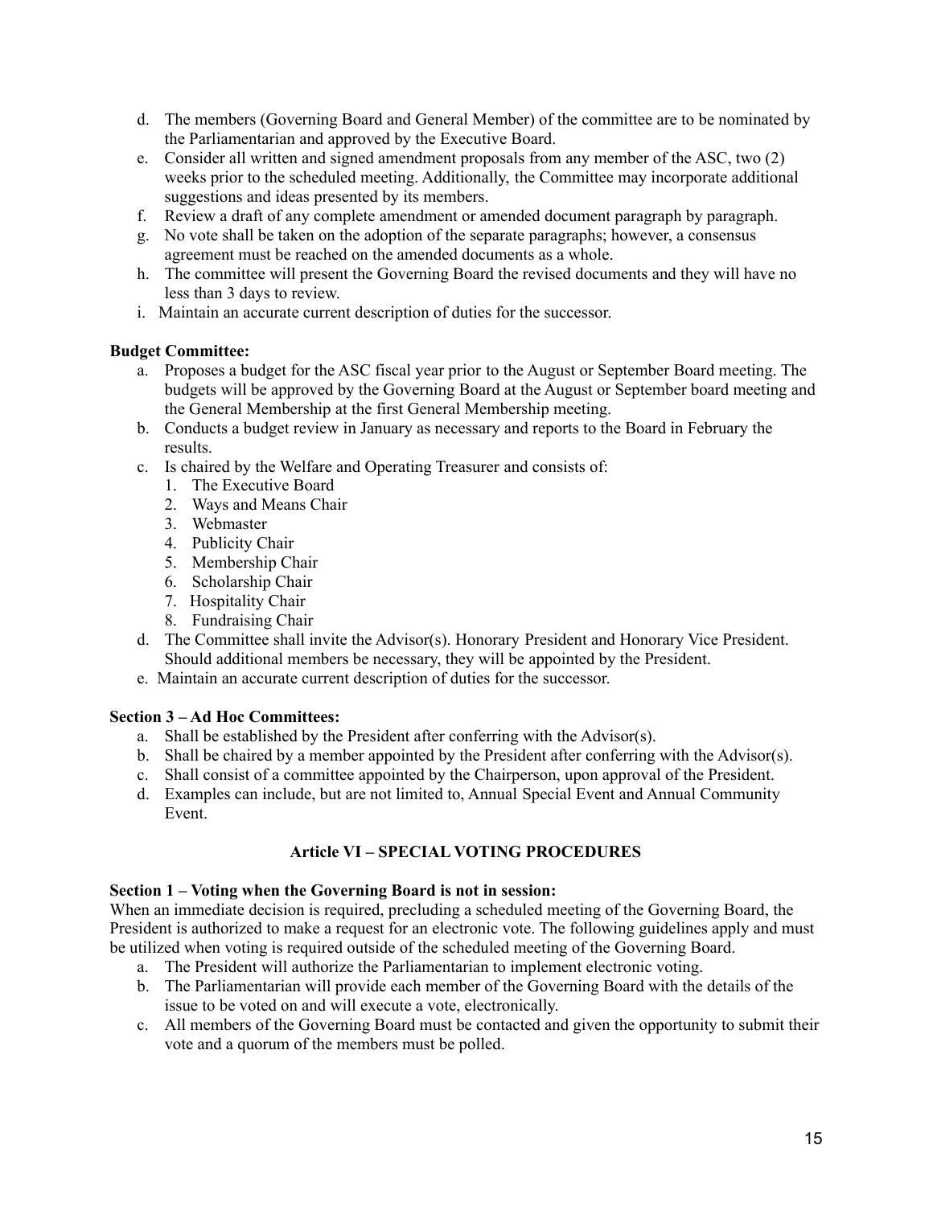d. The members (Governing Board and General Member) of the committee are to be nominated by the Parliamentarian and approved by the Executive Board.
e. Consider all written and signed amendment proposals from any member of the ASC, two (2) weeks prior to the scheduled meeting. Additionally, the Committee may incorporate additional suggestions and ideas presented by its members.
f. Review a draft of any complete amendment or amended document paragraph by paragraph.
g. No vote shall be taken on the adoption of the separate paragraphs; however, a consensus agreement must be reached on the amended documents as a whole.
h. The committee will present the Governing Board the revised documents and they will have no less than 3 days to review.
i. Maintain an accurate current description of duties for the successor.

**Budget Committee:**

a. Proposes a budget for the ASC fiscal year prior to the August or September Board meeting. The budgets will be approved by the Governing Board at the August or September board meeting and the General Membership at the first General Membership meeting.
b. Conducts a budget review in January as necessary and reports to the Board in February the results.
c. Is chaired by the Welfare and Operating Treasurer and consists of:
   1. The Executive Board
   2. Ways and Means Chair
   3. Webmaster
   4. Publicity Chair
   5. Membership Chair
   6. Scholarship Chair
   7. Hospitality Chair
   8. Fundraising Chair
d. The Committee shall invite the Advisor(s). Honorary President and Honorary Vice President. Should additional members be necessary, they will be appointed by the President.
e. Maintain an accurate current description of duties for the successor.

**Section 3 – Ad Hoc Committees:**

a. Shall be established by the President after conferring with the Advisor(s).
b. Shall be chaired by a member appointed by the President after conferring with the Advisor(s).
c. Shall consist of a committee appointed by the Chairperson, upon approval of the President.
d. Examples can include, but are not limited to, Annual Special Event and Annual Community Event.

## Article VI – SPECIAL VOTING PROCEDURES

**Section 1 – Voting when the Governing Board is not in session:**

When an immediate decision is required, precluding a scheduled meeting of the Governing Board, the President is authorized to make a request for an electronic vote. The following guidelines apply and must be utilized when voting is required outside of the scheduled meeting of the Governing Board.

a. The President will authorize the Parliamentarian to implement electronic voting.
b. The Parliamentarian will provide each member of the Governing Board with the details of the issue to be voted on and will execute a vote, electronically.
c. All members of the Governing Board must be contacted and given the opportunity to submit their vote and a quorum of the members must be polled.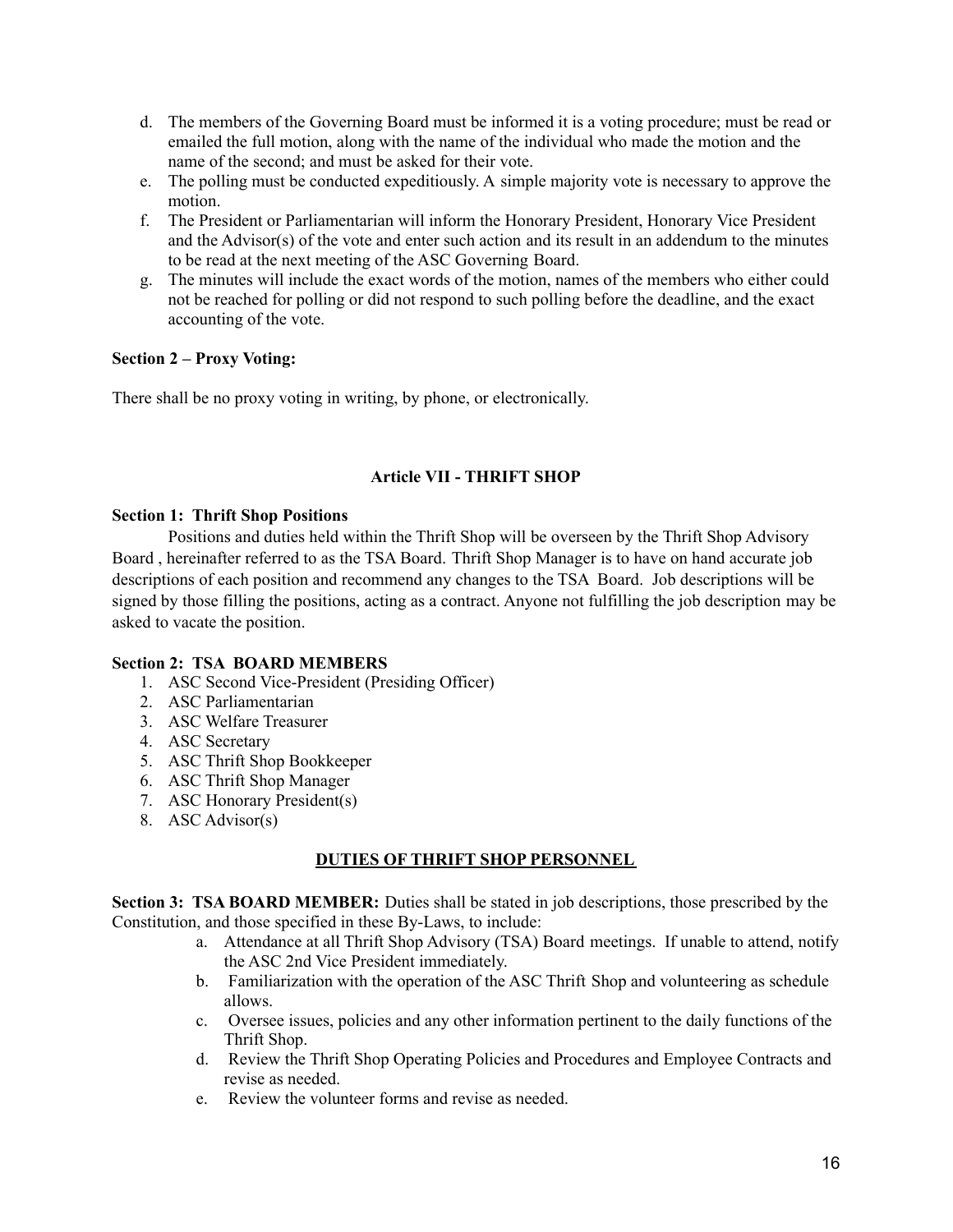d. The members of the Governing Board must be informed it is a voting procedure; must be read or emailed the full motion, along with the name of the individual who made the motion and the name of the second; and must be asked for their vote.

e. The polling must be conducted expeditiously. A simple majority vote is necessary to approve the motion.

f. The President or Parliamentarian will inform the Honorary President, Honorary Vice President and the Advisor(s) of the vote and enter such action and its result in an addendum to the minutes to be read at the next meeting of the ASC Governing Board.

g. The minutes will include the exact words of the motion, names of the members who either could not be reached for polling or did not respond to such polling before the deadline, and the exact accounting of the vote.

**Section 2 – Proxy Voting:**

There shall be no proxy voting in writing, by phone, or electronically.

## Article VII - THRIFT SHOP

**Section 1: Thrift Shop Positions**

Positions and duties held within the Thrift Shop will be overseen by the Thrift Shop Advisory Board , hereinafter referred to as the TSA Board. Thrift Shop Manager is to have on hand accurate job descriptions of each position and recommend any changes to the TSA Board. Job descriptions will be signed by those filling the positions, acting as a contract. Anyone not fulfilling the job description may be asked to vacate the position.

**Section 2: TSA BOARD MEMBERS**

1. ASC Second Vice-President (Presiding Officer)
2. ASC Parliamentarian
3. ASC Welfare Treasurer
4. ASC Secretary
5. ASC Thrift Shop Bookkeeper
6. ASC Thrift Shop Manager
7. ASC Honorary President(s)
8. ASC Advisor(s)

### DUTIES OF THRIFT SHOP PERSONNEL

**Section 3: TSA BOARD MEMBER:** Duties shall be stated in job descriptions, those prescribed by the Constitution, and those specified in these By-Laws, to include:

a. Attendance at all Thrift Shop Advisory (TSA) Board meetings. If unable to attend, notify the ASC 2nd Vice President immediately.

b. Familiarization with the operation of the ASC Thrift Shop and volunteering as schedule allows.

c. Oversee issues, policies and any other information pertinent to the daily functions of the Thrift Shop.

d. Review the Thrift Shop Operating Policies and Procedures and Employee Contracts and revise as needed.

e. Review the volunteer forms and revise as needed.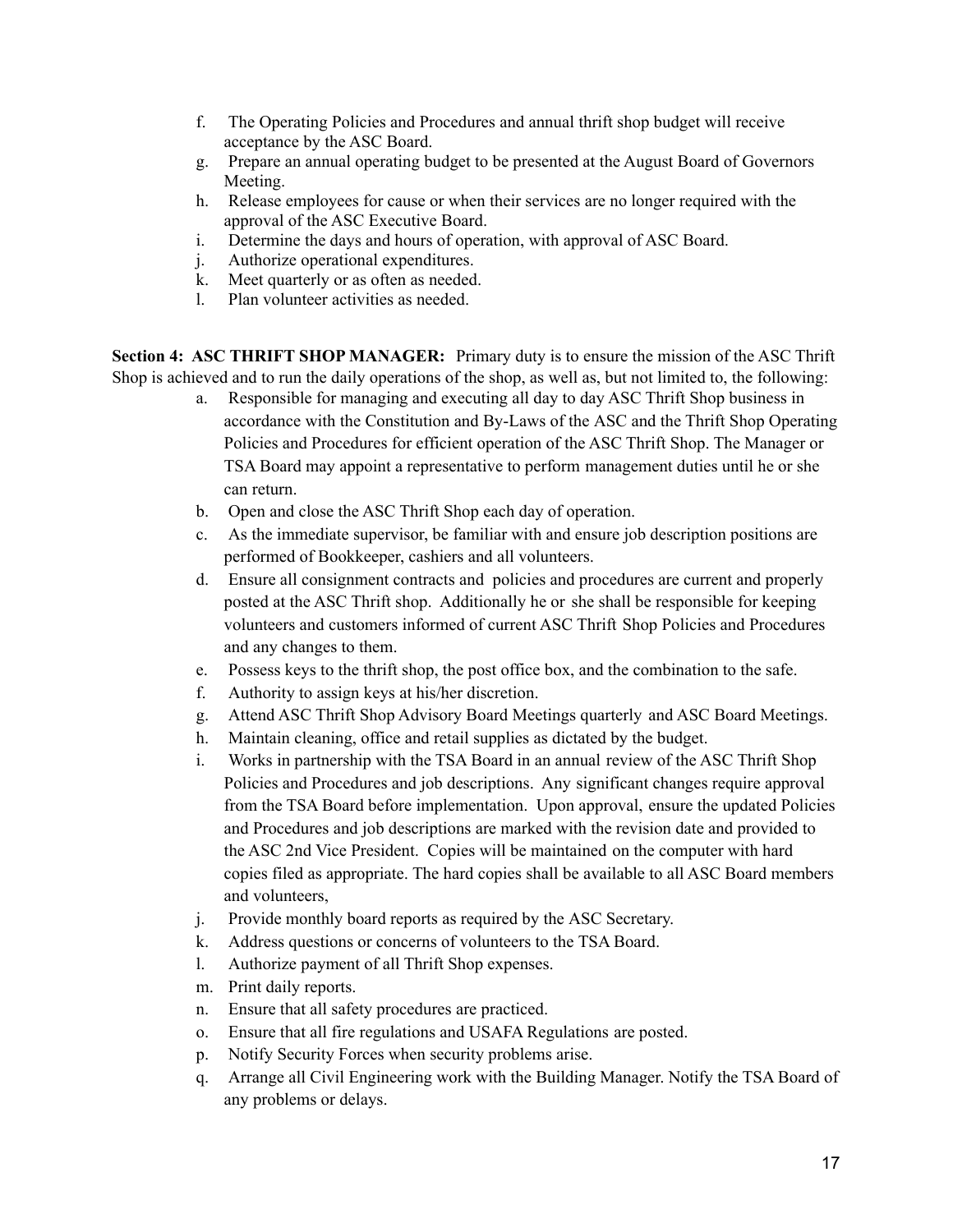f. The Operating Policies and Procedures and annual thrift shop budget will receive acceptance by the ASC Board.
g. Prepare an annual operating budget to be presented at the August Board of Governors Meeting.
h. Release employees for cause or when their services are no longer required with the approval of the ASC Executive Board.
i. Determine the days and hours of operation, with approval of ASC Board.
j. Authorize operational expenditures.
k. Meet quarterly or as often as needed.
l. Plan volunteer activities as needed.

**Section 4: ASC THRIFT SHOP MANAGER:** Primary duty is to ensure the mission of the ASC Thrift Shop is achieved and to run the daily operations of the shop, as well as, but not limited to, the following:

a. Responsible for managing and executing all day to day ASC Thrift Shop business in accordance with the Constitution and By-Laws of the ASC and the Thrift Shop Operating Policies and Procedures for efficient operation of the ASC Thrift Shop. The Manager or TSA Board may appoint a representative to perform management duties until he or she can return.
b. Open and close the ASC Thrift Shop each day of operation.
c. As the immediate supervisor, be familiar with and ensure job description positions are performed of Bookkeeper, cashiers and all volunteers.
d. Ensure all consignment contracts and policies and procedures are current and properly posted at the ASC Thrift shop. Additionally he or she shall be responsible for keeping volunteers and customers informed of current ASC Thrift Shop Policies and Procedures and any changes to them.
e. Possess keys to the thrift shop, the post office box, and the combination to the safe.
f. Authority to assign keys at his/her discretion.
g. Attend ASC Thrift Shop Advisory Board Meetings quarterly and ASC Board Meetings.
h. Maintain cleaning, office and retail supplies as dictated by the budget.
i. Works in partnership with the TSA Board in an annual review of the ASC Thrift Shop Policies and Procedures and job descriptions. Any significant changes require approval from the TSA Board before implementation. Upon approval, ensure the updated Policies and Procedures and job descriptions are marked with the revision date and provided to the ASC 2nd Vice President. Copies will be maintained on the computer with hard copies filed as appropriate. The hard copies shall be available to all ASC Board members and volunteers,
j. Provide monthly board reports as required by the ASC Secretary.
k. Address questions or concerns of volunteers to the TSA Board.
l. Authorize payment of all Thrift Shop expenses.
m. Print daily reports.
n. Ensure that all safety procedures are practiced.
o. Ensure that all fire regulations and USAFA Regulations are posted.
p. Notify Security Forces when security problems arise.
q. Arrange all Civil Engineering work with the Building Manager. Notify the TSA Board of any problems or delays.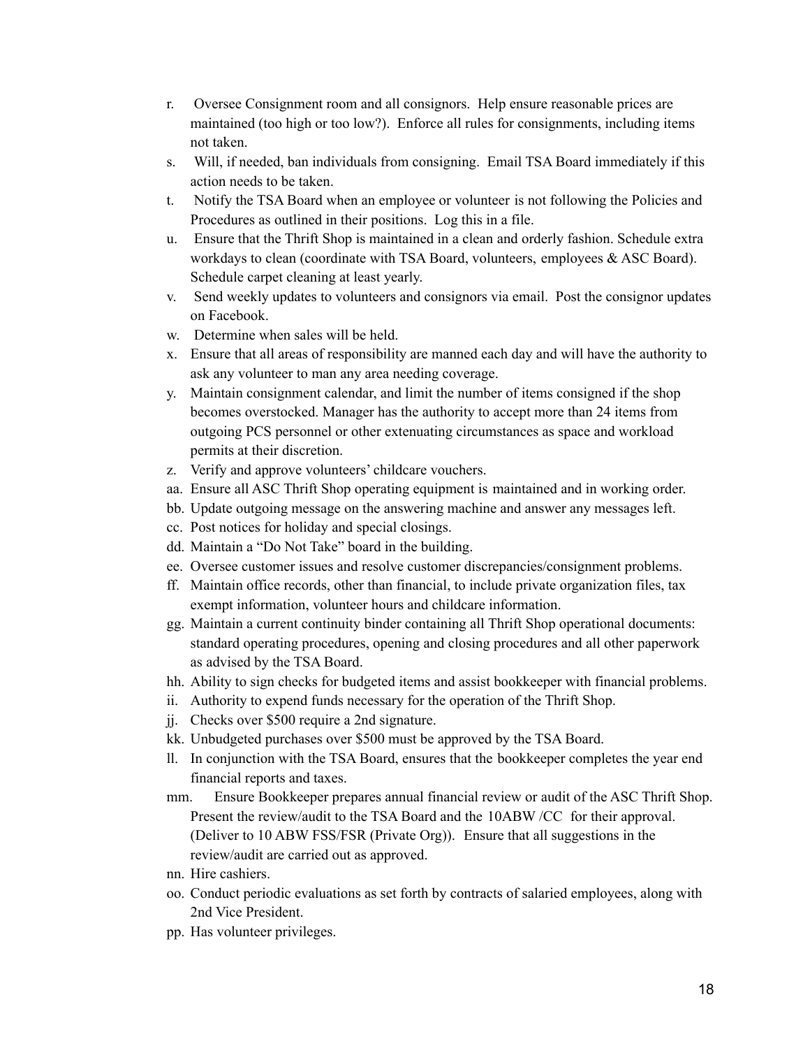r. Oversee Consignment room and all consignors. Help ensure reasonable prices are maintained (too high or too low?). Enforce all rules for consignments, including items not taken.
s. Will, if needed, ban individuals from consigning. Email TSA Board immediately if this action needs to be taken.
t. Notify the TSA Board when an employee or volunteer is not following the Policies and Procedures as outlined in their positions. Log this in a file.
u. Ensure that the Thrift Shop is maintained in a clean and orderly fashion. Schedule extra workdays to clean (coordinate with TSA Board, volunteers, employees & ASC Board). Schedule carpet cleaning at least yearly.
v. Send weekly updates to volunteers and consignors via email. Post the consignor updates on Facebook.
w. Determine when sales will be held.
x. Ensure that all areas of responsibility are manned each day and will have the authority to ask any volunteer to man any area needing coverage.
y. Maintain consignment calendar, and limit the number of items consigned if the shop becomes overstocked. Manager has the authority to accept more than 24 items from outgoing PCS personnel or other extenuating circumstances as space and workload permits at their discretion.
z. Verify and approve volunteers' childcare vouchers.
aa. Ensure all ASC Thrift Shop operating equipment is maintained and in working order.
bb. Update outgoing message on the answering machine and answer any messages left.
cc. Post notices for holiday and special closings.
dd. Maintain a "Do Not Take" board in the building.
ee. Oversee customer issues and resolve customer discrepancies/consignment problems.
ff. Maintain office records, other than financial, to include private organization files, tax exempt information, volunteer hours and childcare information.
gg. Maintain a current continuity binder containing all Thrift Shop operational documents: standard operating procedures, opening and closing procedures and all other paperwork as advised by the TSA Board.
hh. Ability to sign checks for budgeted items and assist bookkeeper with financial problems.
ii. Authority to expend funds necessary for the operation of the Thrift Shop.
jj. Checks over $500 require a 2nd signature.
kk. Unbudgeted purchases over $500 must be approved by the TSA Board.
ll. In conjunction with the TSA Board, ensures that the bookkeeper completes the year end financial reports and taxes.
mm. Ensure Bookkeeper prepares annual financial review or audit of the ASC Thrift Shop. Present the review/audit to the TSA Board and the 10ABW /CC for their approval. (Deliver to 10 ABW FSS/FSR (Private Org)). Ensure that all suggestions in the review/audit are carried out as approved.
nn. Hire cashiers.
oo. Conduct periodic evaluations as set forth by contracts of salaried employees, along with 2nd Vice President.
pp. Has volunteer privileges.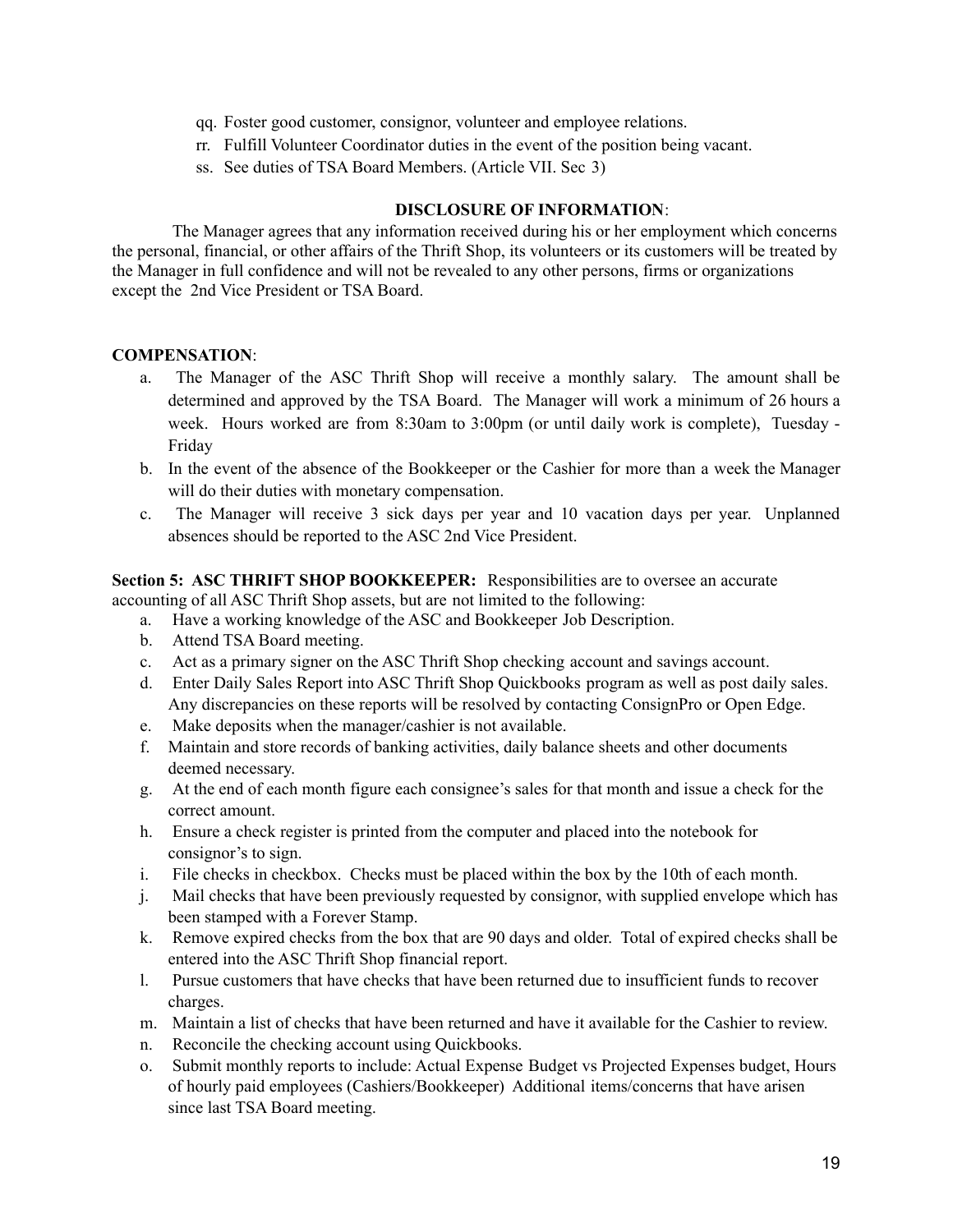qq. Foster good customer, consignor, volunteer and employee relations.
rr. Fulfill Volunteer Coordinator duties in the event of the position being vacant.
ss. See duties of TSA Board Members. (Article VII. Sec 3)

**DISCLOSURE OF INFORMATION**:

The Manager agrees that any information received during his or her employment which concerns the personal, financial, or other affairs of the Thrift Shop, its volunteers or its customers will be treated by the Manager in full confidence and will not be revealed to any other persons, firms or organizations except the 2nd Vice President or TSA Board.

**COMPENSATION**:

a. The Manager of the ASC Thrift Shop will receive a monthly salary. The amount shall be determined and approved by the TSA Board. The Manager will work a minimum of 26 hours a week. Hours worked are from 8:30am to 3:00pm (or until daily work is complete), Tuesday - Friday
b. In the event of the absence of the Bookkeeper or the Cashier for more than a week the Manager will do their duties with monetary compensation.
c. The Manager will receive 3 sick days per year and 10 vacation days per year. Unplanned absences should be reported to the ASC 2nd Vice President.

**Section 5: ASC THRIFT SHOP BOOKKEEPER:** Responsibilities are to oversee an accurate accounting of all ASC Thrift Shop assets, but are not limited to the following:

a. Have a working knowledge of the ASC and Bookkeeper Job Description.
b. Attend TSA Board meeting.
c. Act as a primary signer on the ASC Thrift Shop checking account and savings account.
d. Enter Daily Sales Report into ASC Thrift Shop Quickbooks program as well as post daily sales. Any discrepancies on these reports will be resolved by contacting ConsignPro or Open Edge.
e. Make deposits when the manager/cashier is not available.
f. Maintain and store records of banking activities, daily balance sheets and other documents deemed necessary.
g. At the end of each month figure each consignee's sales for that month and issue a check for the correct amount.
h. Ensure a check register is printed from the computer and placed into the notebook for consignor's to sign.
i. File checks in checkbox. Checks must be placed within the box by the 10th of each month.
j. Mail checks that have been previously requested by consignor, with supplied envelope which has been stamped with a Forever Stamp.
k. Remove expired checks from the box that are 90 days and older. Total of expired checks shall be entered into the ASC Thrift Shop financial report.
l. Pursue customers that have checks that have been returned due to insufficient funds to recover charges.
m. Maintain a list of checks that have been returned and have it available for the Cashier to review.
n. Reconcile the checking account using Quickbooks.
o. Submit monthly reports to include: Actual Expense Budget vs Projected Expenses budget, Hours of hourly paid employees (Cashiers/Bookkeeper) Additional items/concerns that have arisen since last TSA Board meeting.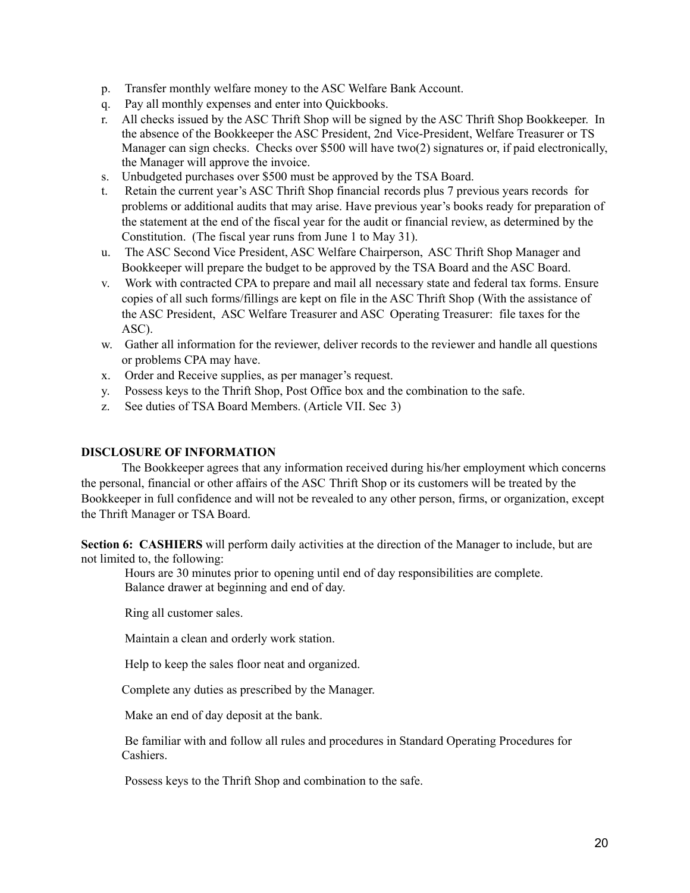p. Transfer monthly welfare money to the ASC Welfare Bank Account.
q. Pay all monthly expenses and enter into Quickbooks.
r. All checks issued by the ASC Thrift Shop will be signed by the ASC Thrift Shop Bookkeeper. In the absence of the Bookkeeper the ASC President, 2nd Vice-President, Welfare Treasurer or TS Manager can sign checks. Checks over $500 will have two(2) signatures or, if paid electronically, the Manager will approve the invoice.
s. Unbudgeted purchases over $500 must be approved by the TSA Board.
t. Retain the current year's ASC Thrift Shop financial records plus 7 previous years records for problems or additional audits that may arise. Have previous year's books ready for preparation of the statement at the end of the fiscal year for the audit or financial review, as determined by the Constitution. (The fiscal year runs from June 1 to May 31).
u. The ASC Second Vice President, ASC Welfare Chairperson, ASC Thrift Shop Manager and Bookkeeper will prepare the budget to be approved by the TSA Board and the ASC Board.
v. Work with contracted CPA to prepare and mail all necessary state and federal tax forms. Ensure copies of all such forms/fillings are kept on file in the ASC Thrift Shop (With the assistance of the ASC President, ASC Welfare Treasurer and ASC Operating Treasurer: file taxes for the ASC).
w. Gather all information for the reviewer, deliver records to the reviewer and handle all questions or problems CPA may have.
x. Order and Receive supplies, as per manager's request.
y. Possess keys to the Thrift Shop, Post Office box and the combination to the safe.
z. See duties of TSA Board Members. (Article VII. Sec 3)

**DISCLOSURE OF INFORMATION**

The Bookkeeper agrees that any information received during his/her employment which concerns the personal, financial or other affairs of the ASC Thrift Shop or its customers will be treated by the Bookkeeper in full confidence and will not be revealed to any other person, firms, or organization, except the Thrift Manager or TSA Board.

**Section 6: CASHIERS** will perform daily activities at the direction of the Manager to include, but are not limited to, the following:

Hours are 30 minutes prior to opening until end of day responsibilities are complete.
Balance drawer at beginning and end of day.

Ring all customer sales.

Maintain a clean and orderly work station.

Help to keep the sales floor neat and organized.

Complete any duties as prescribed by the Manager.

Make an end of day deposit at the bank.

Be familiar with and follow all rules and procedures in Standard Operating Procedures for Cashiers.

Possess keys to the Thrift Shop and combination to the safe.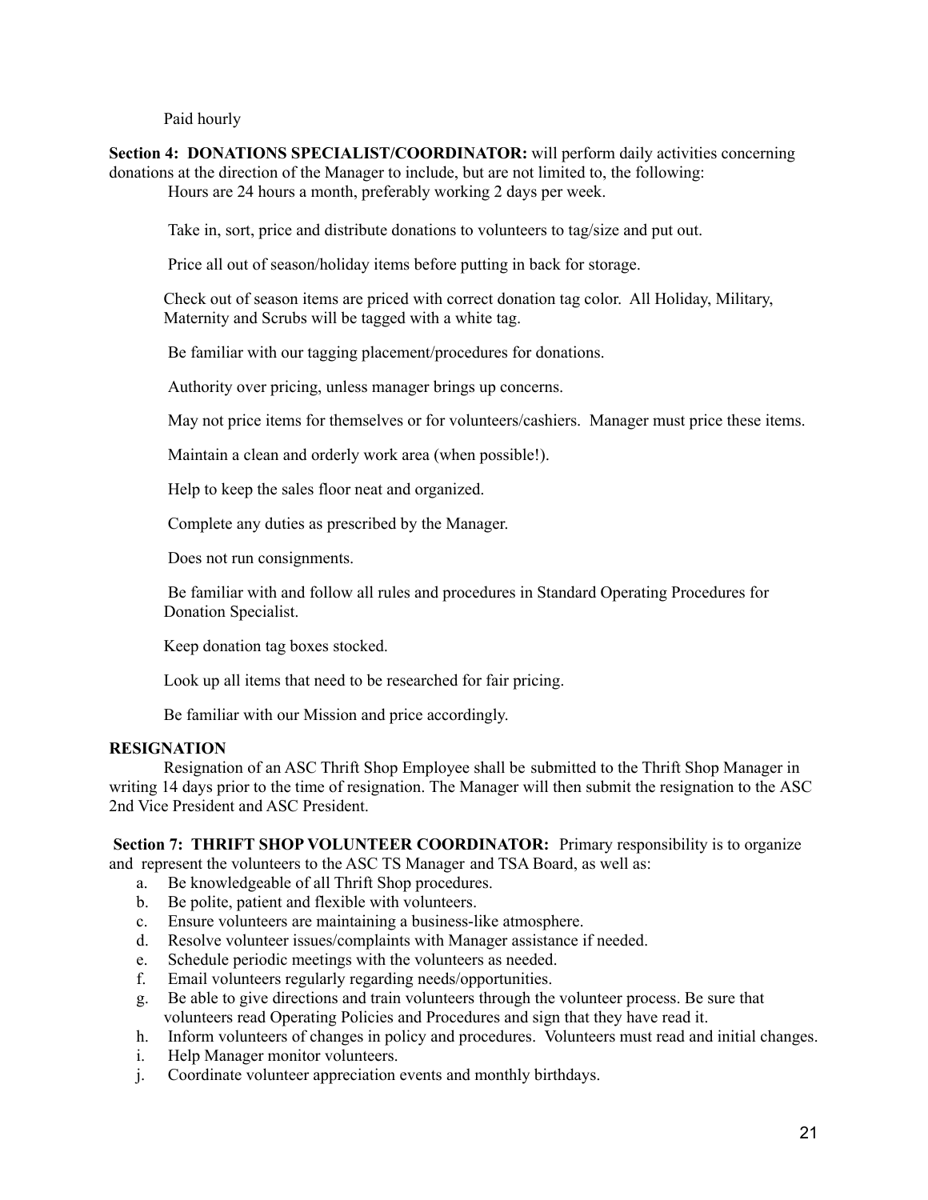Paid hourly

**Section 4: DONATIONS SPECIALIST/COORDINATOR:** will perform daily activities concerning donations at the direction of the Manager to include, but are not limited to, the following:

Hours are 24 hours a month, preferably working 2 days per week.

Take in, sort, price and distribute donations to volunteers to tag/size and put out.

Price all out of season/holiday items before putting in back for storage.

Check out of season items are priced with correct donation tag color. All Holiday, Military, Maternity and Scrubs will be tagged with a white tag.

Be familiar with our tagging placement/procedures for donations.

Authority over pricing, unless manager brings up concerns.

May not price items for themselves or for volunteers/cashiers. Manager must price these items.

Maintain a clean and orderly work area (when possible!).

Help to keep the sales floor neat and organized.

Complete any duties as prescribed by the Manager.

Does not run consignments.

Be familiar with and follow all rules and procedures in Standard Operating Procedures for Donation Specialist.

Keep donation tag boxes stocked.

Look up all items that need to be researched for fair pricing.

Be familiar with our Mission and price accordingly.

**RESIGNATION**

Resignation of an ASC Thrift Shop Employee shall be submitted to the Thrift Shop Manager in writing 14 days prior to the time of resignation. The Manager will then submit the resignation to the ASC 2nd Vice President and ASC President.

**Section 7: THRIFT SHOP VOLUNTEER COORDINATOR:** Primary responsibility is to organize and represent the volunteers to the ASC TS Manager and TSA Board, as well as:

a. Be knowledgeable of all Thrift Shop procedures.
b. Be polite, patient and flexible with volunteers.
c. Ensure volunteers are maintaining a business-like atmosphere.
d. Resolve volunteer issues/complaints with Manager assistance if needed.
e. Schedule periodic meetings with the volunteers as needed.
f. Email volunteers regularly regarding needs/opportunities.
g. Be able to give directions and train volunteers through the volunteer process. Be sure that volunteers read Operating Policies and Procedures and sign that they have read it.
h. Inform volunteers of changes in policy and procedures. Volunteers must read and initial changes.
i. Help Manager monitor volunteers.
j. Coordinate volunteer appreciation events and monthly birthdays.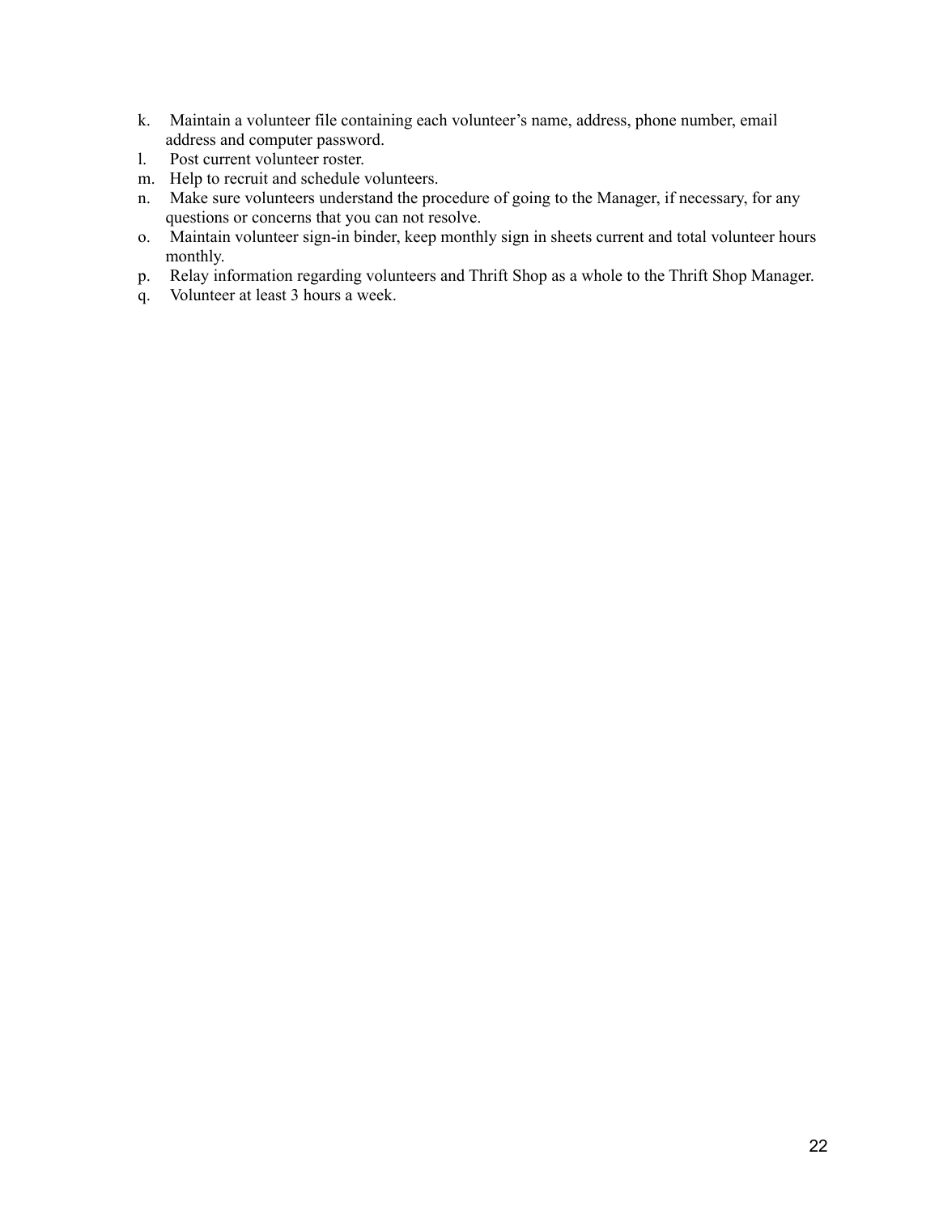k. Maintain a volunteer file containing each volunteer's name, address, phone number, email address and computer password.
l. Post current volunteer roster.
m. Help to recruit and schedule volunteers.
n. Make sure volunteers understand the procedure of going to the Manager, if necessary, for any questions or concerns that you can not resolve.
o. Maintain volunteer sign-in binder, keep monthly sign in sheets current and total volunteer hours monthly.
p. Relay information regarding volunteers and Thrift Shop as a whole to the Thrift Shop Manager.
q. Volunteer at least 3 hours a week.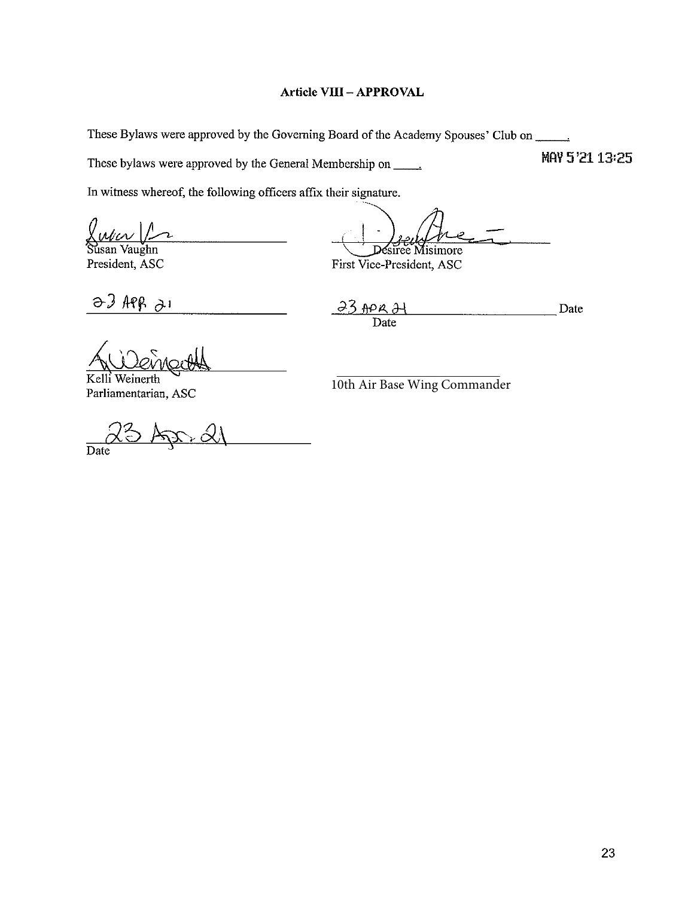### Article VIII – APPROVAL

These Bylaws were approved by the Governing Board of the Academy Spouses' Club on _____.

These bylaws were approved by the General Membership on _____.

MAY 5 '21 13:25

In witness whereof, the following officers affix their signature.

Susan Vaughn
President, ASC

23 APR 21

Désiree Misimore
First Vice-President, ASC

23 APR 21
Date

Date

Kelli Weinerth
Parliamentarian, ASC

23 Apr 21
Date

10th Air Base Wing Commander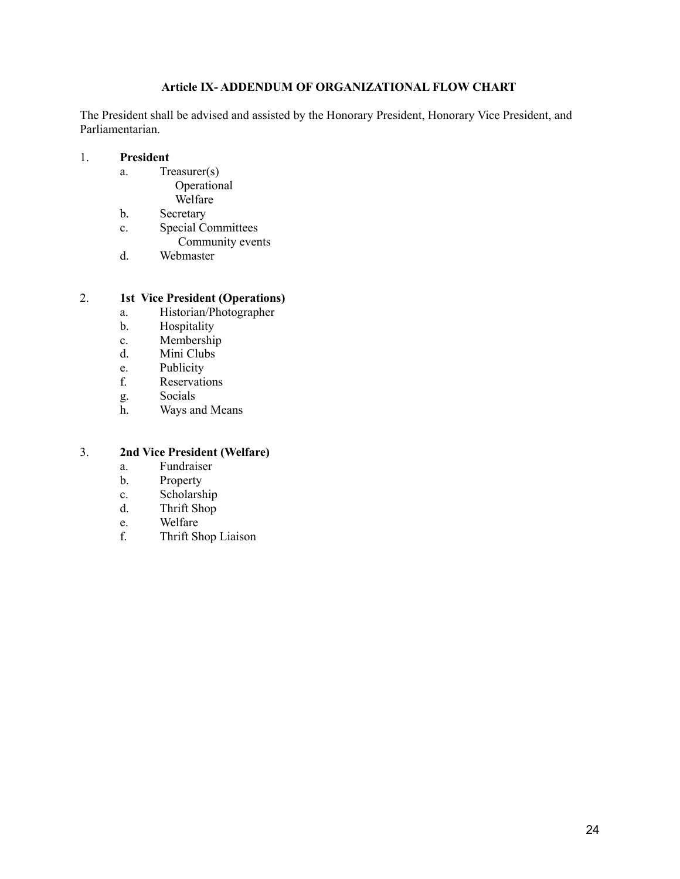**Article IX- ADDENDUM OF ORGANIZATIONAL FLOW CHART**

The President shall be advised and assisted by the Honorary President, Honorary Vice President, and Parliamentarian.

1. **President**
   a. Treasurer(s)
      Operational
      Welfare
   b. Secretary
   c. Special Committees
      Community events
   d. Webmaster

2. **1st Vice President (Operations)**
   a. Historian/Photographer
   b. Hospitality
   c. Membership
   d. Mini Clubs
   e. Publicity
   f. Reservations
   g. Socials
   h. Ways and Means

3. **2nd Vice President (Welfare)**
   a. Fundraiser
   b. Property
   c. Scholarship
   d. Thrift Shop
   e. Welfare
   f. Thrift Shop Liaison